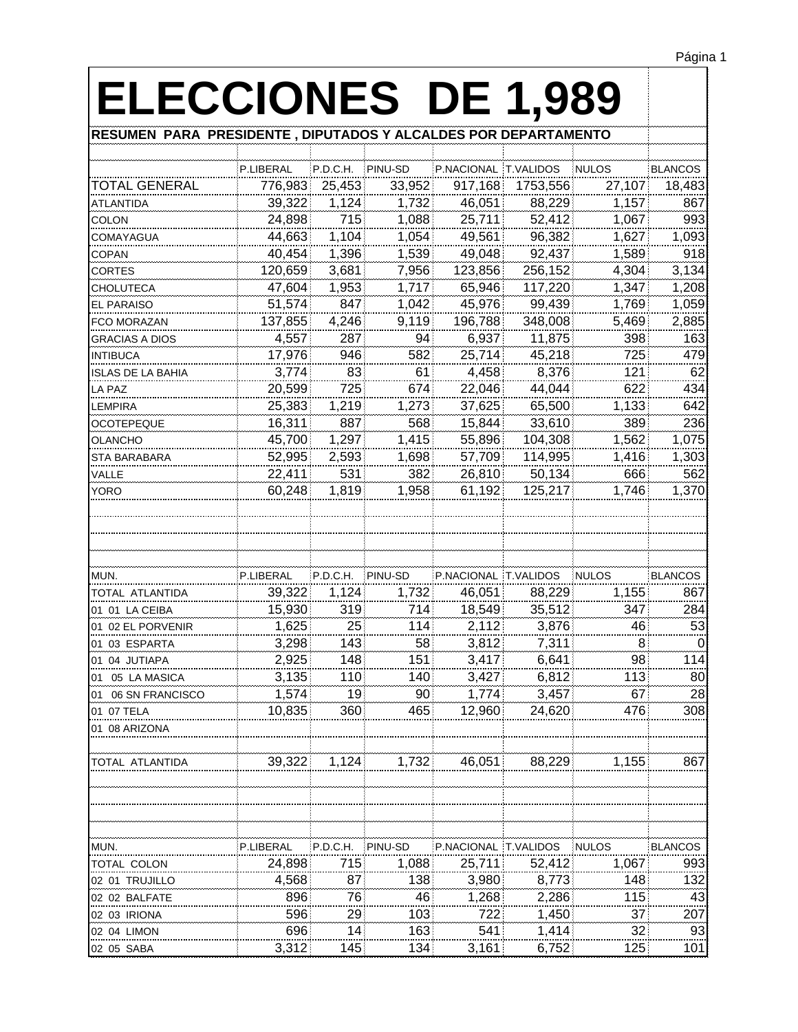# ELECCIONES DE 1,989

**RESUMEN PARA PRESIDENTE , DIPUTADOS Y ALCALDES POR DEPARTAMENTO**

| | P.LIBERAL | P.D.C.H. | PINU-SD | P.NACIONAL | T.VALIDOS | NULOS | BLANCOS |
|---|---|---|---|---|---|---|---|
| TOTAL GENERAL | 776,983 | 25,453 | 33,952 | 917,168 | 1753,556 | 27,107 | 18,483 |
| ATLANTIDA | 39,322 | 1,124 | 1,732 | 46,051 | 88,229 | 1,157 | 867 |
| COLON | 24,898 | 715 | 1,088 | 25,711 | 52,412 | 1,067 | 993 |
| COMAYAGUA | 44,663 | 1,104 | 1,054 | 49,561 | 96,382 | 1,627 | 1,093 |
| COPAN | 40,454 | 1,396 | 1,539 | 49,048 | 92,437 | 1,589 | 918 |
| CORTES | 120,659 | 3,681 | 7,956 | 123,856 | 256,152 | 4,304 | 3,134 |
| CHOLUTECA | 47,604 | 1,953 | 1,717 | 65,946 | 117,220 | 1,347 | 1,208 |
| EL PARAISO | 51,574 | 847 | 1,042 | 45,976 | 99,439 | 1,769 | 1,059 |
| FCO MORAZAN | 137,855 | 4,246 | 9,119 | 196,788 | 348,008 | 5,469 | 2,885 |
| GRACIAS A DIOS | 4,557 | 287 | 94 | 6,937 | 11,875 | 398 | 163 |
| INTIBUCA | 17,976 | 946 | 582 | 25,714 | 45,218 | 725 | 479 |
| ISLAS DE LA BAHIA | 3,774 | 83 | 61 | 4,458 | 8,376 | 121 | 62 |
| LA PAZ | 20,599 | 725 | 674 | 22,046 | 44,044 | 622 | 434 |
| LEMPIRA | 25,383 | 1,219 | 1,273 | 37,625 | 65,500 | 1,133 | 642 |
| OCOTEPEQUE | 16,311 | 887 | 568 | 15,844 | 33,610 | 389 | 236 |
| OLANCHO | 45,700 | 1,297 | 1,415 | 55,896 | 104,308 | 1,562 | 1,075 |
| STA BARABARA | 52,995 | 2,593 | 1,698 | 57,709 | 114,995 | 1,416 | 1,303 |
| VALLE | 22,411 | 531 | 382 | 26,810 | 50,134 | 666 | 562 |
| YORO | 60,248 | 1,819 | 1,958 | 61,192 | 125,217 | 1,746 | 1,370 |

| MUN. | P.LIBERAL | P.D.C.H. | PINU-SD | P.NACIONAL | T.VALIDOS | NULOS | BLANCOS |
|---|---|---|---|---|---|---|---|
| TOTAL ATLANTIDA | 39,322 | 1,124 | 1,732 | 46,051 | 88,229 | 1,155 | 867 |
| 01 01 LA CEIBA | 15,930 | 319 | 714 | 18,549 | 35,512 | 347 | 284 |
| 01 02 EL PORVENIR | 1,625 | 25 | 114 | 2,112 | 3,876 | 46 | 53 |
| 01 03 ESPARTA | 3,298 | 143 | 58 | 3,812 | 7,311 | 8 | 0 |
| 01 04 JUTIAPA | 2,925 | 148 | 151 | 3,417 | 6,641 | 98 | 114 |
| 01 05 LA MASICA | 3,135 | 110 | 140 | 3,427 | 6,812 | 113 | 80 |
| 01 06 SN FRANCISCO | 1,574 | 19 | 90 | 1,774 | 3,457 | 67 | 28 |
| 01 07 TELA | 10,835 | 360 | 465 | 12,960 | 24,620 | 476 | 308 |
| 01 08 ARIZONA | | | | | | | |
| TOTAL ATLANTIDA | 39,322 | 1,124 | 1,732 | 46,051 | 88,229 | 1,155 | 867 |

| MUN. | P.LIBERAL | P.D.C.H. | PINU-SD | P.NACIONAL | T.VALIDOS | NULOS | BLANCOS |
|---|---|---|---|---|---|---|---|
| TOTAL COLON | 24,898 | 715 | 1,088 | 25,711 | 52,412 | 1,067 | 993 |
| 02 01 TRUJILLO | 4,568 | 87 | 138 | 3,980 | 8,773 | 148 | 132 |
| 02 02 BALFATE | 896 | 76 | 46 | 1,268 | 2,286 | 115 | 43 |
| 02 03 IRIONA | 596 | 29 | 103 | 722 | 1,450 | 37 | 207 |
| 02 04 LIMON | 696 | 14 | 163 | 541 | 1,414 | 32 | 93 |
| 02 05 SABA | 3,312 | 145 | 134 | 3,161 | 6,752 | 125 | 101 |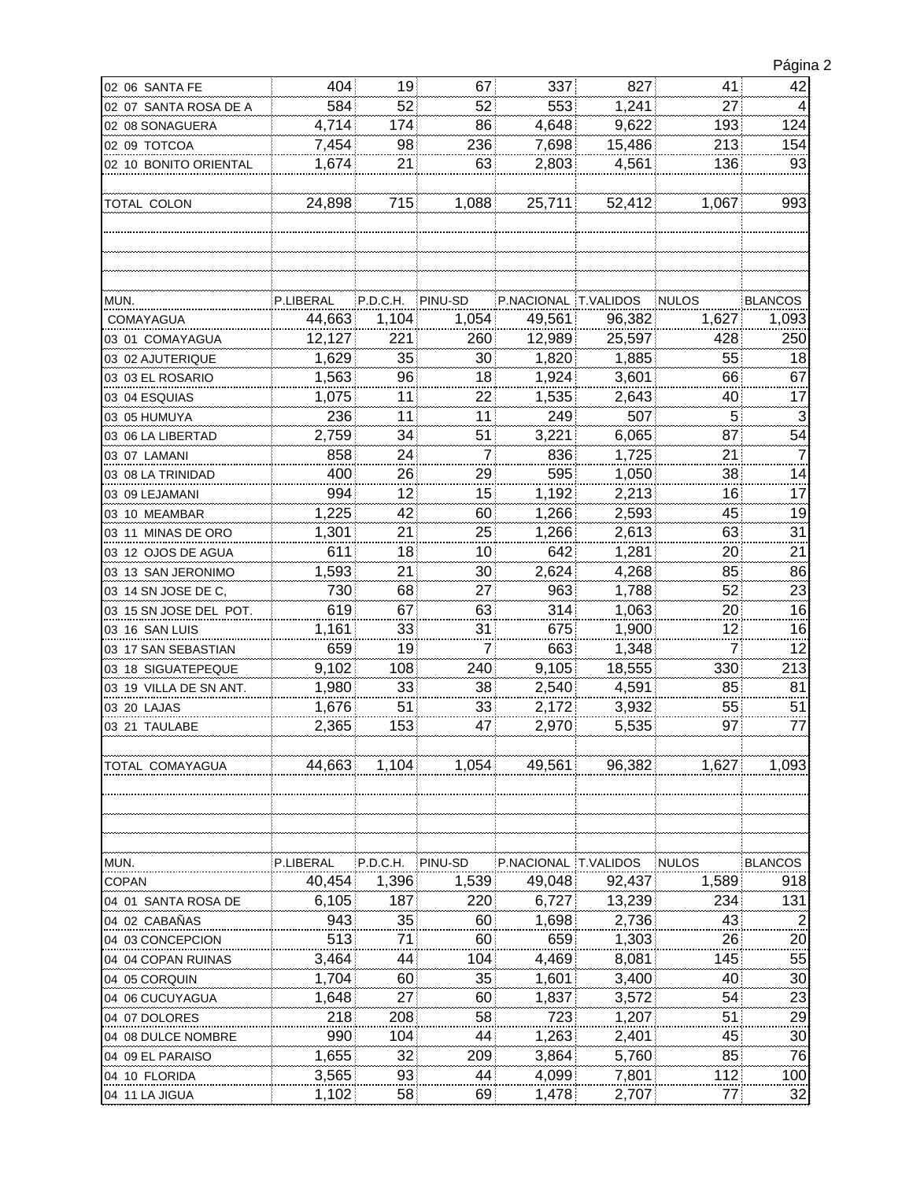| | | | | | | | |
|---|---|---|---|---|---|---|---|
| 02 06 SANTA FE | 404 | 19 | 67 | 337 | 827 | 41 | 42 |
| 02 07 SANTA ROSA DE A | 584 | 52 | 52 | 553 | 1,241 | 27 | 4 |
| 02 08 SONAGUERA | 4,714 | 174 | 86 | 4,648 | 9,622 | 193 | 124 |
| 02 09 TOTCOA | 7,454 | 98 | 236 | 7,698 | 15,486 | 213 | 154 |
| 02 10 BONITO ORIENTAL | 1,674 | 21 | 63 | 2,803 | 4,561 | 136 | 93 |
| | | | | | | | |
| TOTAL COLON | 24,898 | 715 | 1,088 | 25,711 | 52,412 | 1,067 | 993 |

| MUN. | P.LIBERAL | P.D.C.H. | PINU-SD | P.NACIONAL | T.VALIDOS | NULOS | BLANCOS |
|---|---|---|---|---|---|---|---|
| COMAYAGUA | 44,663 | 1,104 | 1,054 | 49,561 | 96,382 | 1,627 | 1,093 |
| 03 01 COMAYAGUA | 12,127 | 221 | 260 | 12,989 | 25,597 | 428 | 250 |
| 03 02 AJUTERIQUE | 1,629 | 35 | 30 | 1,820 | 1,885 | 55 | 18 |
| 03 03 EL ROSARIO | 1,563 | 96 | 18 | 1,924 | 3,601 | 66 | 67 |
| 03 04 ESQUIAS | 1,075 | 11 | 22 | 1,535 | 2,643 | 40 | 17 |
| 03 05 HUMUYA | 236 | 11 | 11 | 249 | 507 | 5 | 3 |
| 03 06 LA LIBERTAD | 2,759 | 34 | 51 | 3,221 | 6,065 | 87 | 54 |
| 03 07 LAMANI | 858 | 24 | 7 | 836 | 1,725 | 21 | 7 |
| 03 08 LA TRINIDAD | 400 | 26 | 29 | 595 | 1,050 | 38 | 14 |
| 03 09 LEJAMANI | 994 | 12 | 15 | 1,192 | 2,213 | 16 | 17 |
| 03 10 MEAMBAR | 1,225 | 42 | 60 | 1,266 | 2,593 | 45 | 19 |
| 03 11 MINAS DE ORO | 1,301 | 21 | 25 | 1,266 | 2,613 | 63 | 31 |
| 03 12 OJOS DE AGUA | 611 | 18 | 10 | 642 | 1,281 | 20 | 21 |
| 03 13 SAN JERONIMO | 1,593 | 21 | 30 | 2,624 | 4,268 | 85 | 86 |
| 03 14 SN JOSE DE C, | 730 | 68 | 27 | 963 | 1,788 | 52 | 23 |
| 03 15 SN JOSE DEL POT. | 619 | 67 | 63 | 314 | 1,063 | 20 | 16 |
| 03 16 SAN LUIS | 1,161 | 33 | 31 | 675 | 1,900 | 12 | 16 |
| 03 17 SAN SEBASTIAN | 659 | 19 | 7 | 663 | 1,348 | 7 | 12 |
| 03 18 SIGUATEPEQUE | 9,102 | 108 | 240 | 9,105 | 18,555 | 330 | 213 |
| 03 19 VILLA DE SN ANT. | 1,980 | 33 | 38 | 2,540 | 4,591 | 85 | 81 |
| 03 20 LAJAS | 1,676 | 51 | 33 | 2,172 | 3,932 | 55 | 51 |
| 03 21 TAULABE | 2,365 | 153 | 47 | 2,970 | 5,535 | 97 | 77 |
| | | | | | | | |
| TOTAL COMAYAGUA | 44,663 | 1,104 | 1,054 | 49,561 | 96,382 | 1,627 | 1,093 |

| MUN. | P.LIBERAL | P.D.C.H. | PINU-SD | P.NACIONAL | T.VALIDOS | NULOS | BLANCOS |
|---|---|---|---|---|---|---|---|
| COPAN | 40,454 | 1,396 | 1,539 | 49,048 | 92,437 | 1,589 | 918 |
| 04 01 SANTA ROSA DE | 6,105 | 187 | 220 | 6,727 | 13,239 | 234 | 131 |
| 04 02 CABAÑAS | 943 | 35 | 60 | 1,698 | 2,736 | 43 | 2 |
| 04 03 CONCEPCION | 513 | 71 | 60 | 659 | 1,303 | 26 | 20 |
| 04 04 COPAN RUINAS | 3,464 | 44 | 104 | 4,469 | 8,081 | 145 | 55 |
| 04 05 CORQUIN | 1,704 | 60 | 35 | 1,601 | 3,400 | 40 | 30 |
| 04 06 CUCUYAGUA | 1,648 | 27 | 60 | 1,837 | 3,572 | 54 | 23 |
| 04 07 DOLORES | 218 | 208 | 58 | 723 | 1,207 | 51 | 29 |
| 04 08 DULCE NOMBRE | 990 | 104 | 44 | 1,263 | 2,401 | 45 | 30 |
| 04 09 EL PARAISO | 1,655 | 32 | 209 | 3,864 | 5,760 | 85 | 76 |
| 04 10 FLORIDA | 3,565 | 93 | 44 | 4,099 | 7,801 | 112 | 100 |
| 04 11 LA JIGUA | 1,102 | 58 | 69 | 1,478 | 2,707 | 77 | 32 |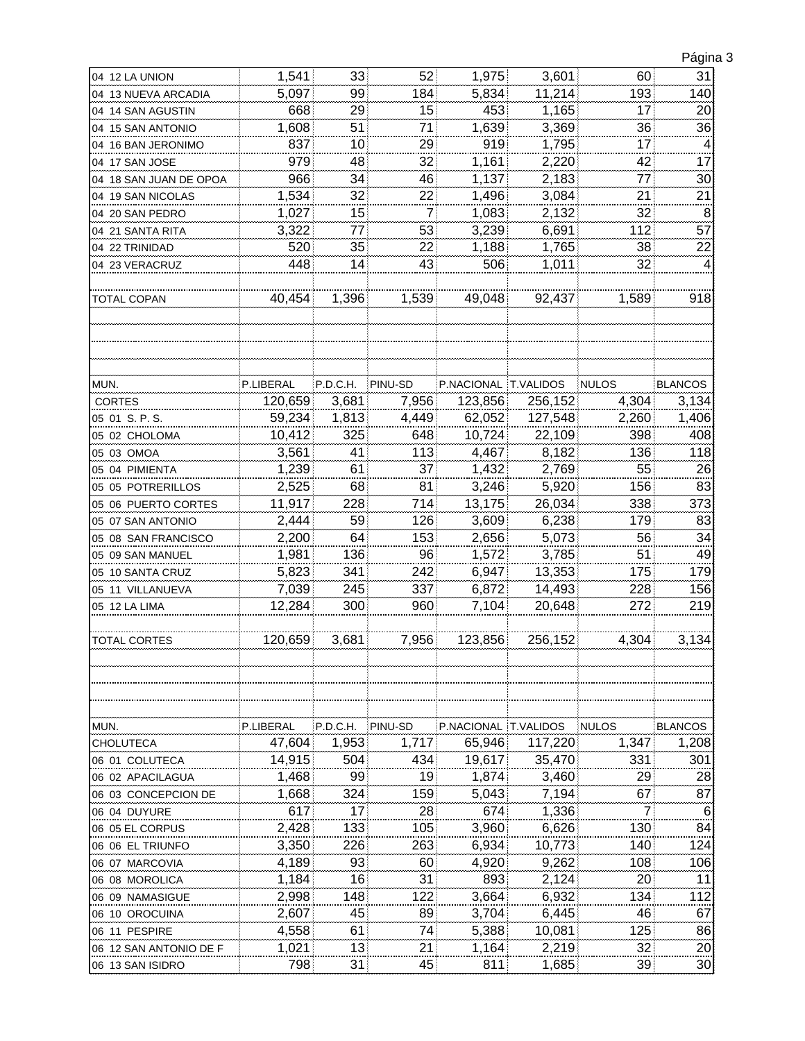| | | | | | | | |
|---|---|---|---|---|---|---|---|
| 04 12 LA UNION | 1,541 | 33 | 52 | 1,975 | 3,601 | 60 | 31 |
| 04 13 NUEVA ARCADIA | 5,097 | 99 | 184 | 5,834 | 11,214 | 193 | 140 |
| 04 14 SAN AGUSTIN | 668 | 29 | 15 | 453 | 1,165 | 17 | 20 |
| 04 15 SAN ANTONIO | 1,608 | 51 | 71 | 1,639 | 3,369 | 36 | 36 |
| 04 16 BAN JERONIMO | 837 | 10 | 29 | 919 | 1,795 | 17 | 4 |
| 04 17 SAN JOSE | 979 | 48 | 32 | 1,161 | 2,220 | 42 | 17 |
| 04 18 SAN JUAN DE OPOA | 966 | 34 | 46 | 1,137 | 2,183 | 77 | 30 |
| 04 19 SAN NICOLAS | 1,534 | 32 | 22 | 1,496 | 3,084 | 21 | 21 |
| 04 20 SAN PEDRO | 1,027 | 15 | 7 | 1,083 | 2,132 | 32 | 8 |
| 04 21 SANTA RITA | 3,322 | 77 | 53 | 3,239 | 6,691 | 112 | 57 |
| 04 22 TRINIDAD | 520 | 35 | 22 | 1,188 | 1,765 | 38 | 22 |
| 04 23 VERACRUZ | 448 | 14 | 43 | 506 | 1,011 | 32 | 4 |
| | | | | | | | |
| TOTAL COPAN | 40,454 | 1,396 | 1,539 | 49,048 | 92,437 | 1,589 | 918 |

| MUN. | P.LIBERAL | P.D.C.H. | PINU-SD | P.NACIONAL | T.VALIDOS | NULOS | BLANCOS |
|---|---|---|---|---|---|---|---|
| CORTES | 120,659 | 3,681 | 7,956 | 123,856 | 256,152 | 4,304 | 3,134 |
| 05 01 S. P. S. | 59,234 | 1,813 | 4,449 | 62,052 | 127,548 | 2,260 | 1,406 |
| 05 02 CHOLOMA | 10,412 | 325 | 648 | 10,724 | 22,109 | 398 | 408 |
| 05 03 OMOA | 3,561 | 41 | 113 | 4,467 | 8,182 | 136 | 118 |
| 05 04 PIMIENTA | 1,239 | 61 | 37 | 1,432 | 2,769 | 55 | 26 |
| 05 05 POTRERILLOS | 2,525 | 68 | 81 | 3,246 | 5,920 | 156 | 83 |
| 05 06 PUERTO CORTES | 11,917 | 228 | 714 | 13,175 | 26,034 | 338 | 373 |
| 05 07 SAN ANTONIO | 2,444 | 59 | 126 | 3,609 | 6,238 | 179 | 83 |
| 05 08 SAN FRANCISCO | 2,200 | 64 | 153 | 2,656 | 5,073 | 56 | 34 |
| 05 09 SAN MANUEL | 1,981 | 136 | 96 | 1,572 | 3,785 | 51 | 49 |
| 05 10 SANTA CRUZ | 5,823 | 341 | 242 | 6,947 | 13,353 | 175 | 179 |
| 05 11 VILLANUEVA | 7,039 | 245 | 337 | 6,872 | 14,493 | 228 | 156 |
| 05 12 LA LIMA | 12,284 | 300 | 960 | 7,104 | 20,648 | 272 | 219 |
| | | | | | | | |
| TOTAL CORTES | 120,659 | 3,681 | 7,956 | 123,856 | 256,152 | 4,304 | 3,134 |

| MUN. | P.LIBERAL | P.D.C.H. | PINU-SD | P.NACIONAL | T.VALIDOS | NULOS | BLANCOS |
|---|---|---|---|---|---|---|---|
| CHOLUTECA | 47,604 | 1,953 | 1,717 | 65,946 | 117,220 | 1,347 | 1,208 |
| 06 01 COLUTECA | 14,915 | 504 | 434 | 19,617 | 35,470 | 331 | 301 |
| 06 02 APACILAGUA | 1,468 | 99 | 19 | 1,874 | 3,460 | 29 | 28 |
| 06 03 CONCEPCION DE | 1,668 | 324 | 159 | 5,043 | 7,194 | 67 | 87 |
| 06 04 DUYURE | 617 | 17 | 28 | 674 | 1,336 | 7 | 6 |
| 06 05 EL CORPUS | 2,428 | 133 | 105 | 3,960 | 6,626 | 130 | 84 |
| 06 06 EL TRIUNFO | 3,350 | 226 | 263 | 6,934 | 10,773 | 140 | 124 |
| 06 07 MARCOVIA | 4,189 | 93 | 60 | 4,920 | 9,262 | 108 | 106 |
| 06 08 MOROLICA | 1,184 | 16 | 31 | 893 | 2,124 | 20 | 11 |
| 06 09 NAMASIGUE | 2,998 | 148 | 122 | 3,664 | 6,932 | 134 | 112 |
| 06 10 OROCUINA | 2,607 | 45 | 89 | 3,704 | 6,445 | 46 | 67 |
| 06 11 PESPIRE | 4,558 | 61 | 74 | 5,388 | 10,081 | 125 | 86 |
| 06 12 SAN ANTONIO DE F | 1,021 | 13 | 21 | 1,164 | 2,219 | 32 | 20 |
| 06 13 SAN ISIDRO | 798 | 31 | 45 | 811 | 1,685 | 39 | 30 |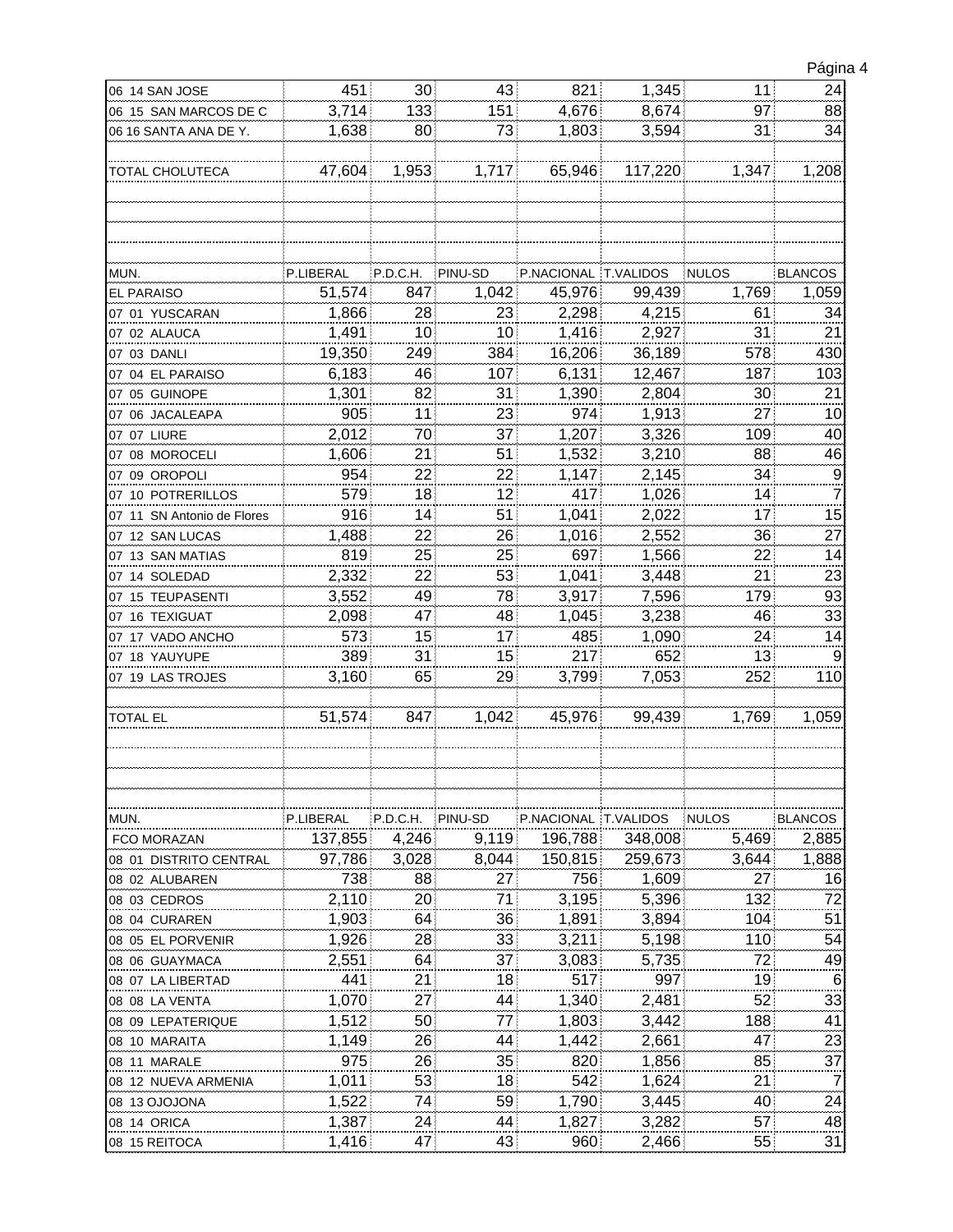| | | | | | | | |
|---|---|---|---|---|---|---|---|
| 06 14 SAN JOSE | 451 | 30 | 43 | 821 | 1,345 | 11 | 24 |
| 06 15 SAN MARCOS DE C | 3,714 | 133 | 151 | 4,676 | 8,674 | 97 | 88 |
| 06 16 SANTA ANA DE Y. | 1,638 | 80 | 73 | 1,803 | 3,594 | 31 | 34 |
| | | | | | | | |
| TOTAL CHOLUTECA | 47,604 | 1,953 | 1,717 | 65,946 | 117,220 | 1,347 | 1,208 |

| MUN. | P.LIBERAL | P.D.C.H. | PINU-SD | P.NACIONAL | T.VALIDOS | NULOS | BLANCOS |
|---|---|---|---|---|---|---|---|
| EL PARAISO | 51,574 | 847 | 1,042 | 45,976 | 99,439 | 1,769 | 1,059 |
| 07 01 YUSCARAN | 1,866 | 28 | 23 | 2,298 | 4,215 | 61 | 34 |
| 07 02 ALAUCA | 1,491 | 10 | 10 | 1,416 | 2,927 | 31 | 21 |
| 07 03 DANLI | 19,350 | 249 | 384 | 16,206 | 36,189 | 578 | 430 |
| 07 04 EL PARAISO | 6,183 | 46 | 107 | 6,131 | 12,467 | 187 | 103 |
| 07 05 GUINOPE | 1,301 | 82 | 31 | 1,390 | 2,804 | 30 | 21 |
| 07 06 JACALEAPA | 905 | 11 | 23 | 974 | 1,913 | 27 | 10 |
| 07 07 LIURE | 2,012 | 70 | 37 | 1,207 | 3,326 | 109 | 40 |
| 07 08 MOROCELI | 1,606 | 21 | 51 | 1,532 | 3,210 | 88 | 46 |
| 07 09 OROPOLI | 954 | 22 | 22 | 1,147 | 2,145 | 34 | 9 |
| 07 10 POTRERILLOS | 579 | 18 | 12 | 417 | 1,026 | 14 | 7 |
| 07 11 SN Antonio de Flores | 916 | 14 | 51 | 1,041 | 2,022 | 17 | 15 |
| 07 12 SAN LUCAS | 1,488 | 22 | 26 | 1,016 | 2,552 | 36 | 27 |
| 07 13 SAN MATIAS | 819 | 25 | 25 | 697 | 1,566 | 22 | 14 |
| 07 14 SOLEDAD | 2,332 | 22 | 53 | 1,041 | 3,448 | 21 | 23 |
| 07 15 TEUPASENTI | 3,552 | 49 | 78 | 3,917 | 7,596 | 179 | 93 |
| 07 16 TEXIGUAT | 2,098 | 47 | 48 | 1,045 | 3,238 | 46 | 33 |
| 07 17 VADO ANCHO | 573 | 15 | 17 | 485 | 1,090 | 24 | 14 |
| 07 18 YAUYUPE | 389 | 31 | 15 | 217 | 652 | 13 | 9 |
| 07 19 LAS TROJES | 3,160 | 65 | 29 | 3,799 | 7,053 | 252 | 110 |
| | | | | | | | |
| TOTAL EL | 51,574 | 847 | 1,042 | 45,976 | 99,439 | 1,769 | 1,059 |

| MUN. | P.LIBERAL | P.D.C.H. | PINU-SD | P.NACIONAL | T.VALIDOS | NULOS | BLANCOS |
|---|---|---|---|---|---|---|---|
| FCO MORAZAN | 137,855 | 4,246 | 9,119 | 196,788 | 348,008 | 5,469 | 2,885 |
| 08 01 DISTRITO CENTRAL | 97,786 | 3,028 | 8,044 | 150,815 | 259,673 | 3,644 | 1,888 |
| 08 02 ALUBAREN | 738 | 88 | 27 | 756 | 1,609 | 27 | 16 |
| 08 03 CEDROS | 2,110 | 20 | 71 | 3,195 | 5,396 | 132 | 72 |
| 08 04 CURAREN | 1,903 | 64 | 36 | 1,891 | 3,894 | 104 | 51 |
| 08 05 EL PORVENIR | 1,926 | 28 | 33 | 3,211 | 5,198 | 110 | 54 |
| 08 06 GUAYMACA | 2,551 | 64 | 37 | 3,083 | 5,735 | 72 | 49 |
| 08 07 LA LIBERTAD | 441 | 21 | 18 | 517 | 997 | 19 | 6 |
| 08 08 LA VENTA | 1,070 | 27 | 44 | 1,340 | 2,481 | 52 | 33 |
| 08 09 LEPATERIQUE | 1,512 | 50 | 77 | 1,803 | 3,442 | 188 | 41 |
| 08 10 MARAITA | 1,149 | 26 | 44 | 1,442 | 2,661 | 47 | 23 |
| 08 11 MARALE | 975 | 26 | 35 | 820 | 1,856 | 85 | 37 |
| 08 12 NUEVA ARMENIA | 1,011 | 53 | 18 | 542 | 1,624 | 21 | 7 |
| 08 13 OJOJONA | 1,522 | 74 | 59 | 1,790 | 3,445 | 40 | 24 |
| 08 14 ORICA | 1,387 | 24 | 44 | 1,827 | 3,282 | 57 | 48 |
| 08 15 REITOCA | 1,416 | 47 | 43 | 960 | 2,466 | 55 | 31 |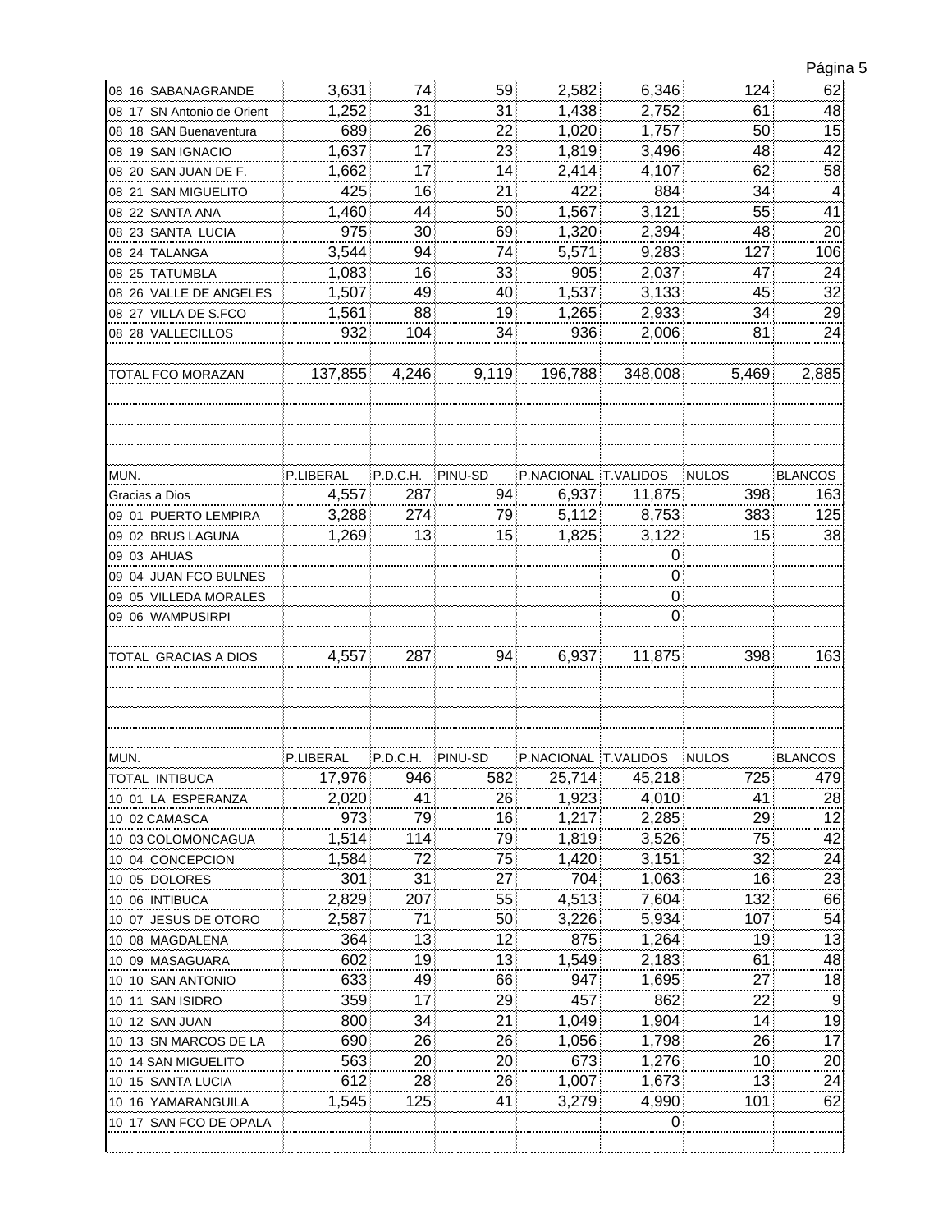| | | | | | | | |
|---|---|---|---|---|---|---|---|
| 08 16 SABANAGRANDE | 3,631 | 74 | 59 | 2,582 | 6,346 | 124 | 62 |
| 08 17 SN Antonio de Orient | 1,252 | 31 | 31 | 1,438 | 2,752 | 61 | 48 |
| 08 18 SAN Buenaventura | 689 | 26 | 22 | 1,020 | 1,757 | 50 | 15 |
| 08 19 SAN IGNACIO | 1,637 | 17 | 23 | 1,819 | 3,496 | 48 | 42 |
| 08 20 SAN JUAN DE F. | 1,662 | 17 | 14 | 2,414 | 4,107 | 62 | 58 |
| 08 21 SAN MIGUELITO | 425 | 16 | 21 | 422 | 884 | 34 | 4 |
| 08 22 SANTA ANA | 1,460 | 44 | 50 | 1,567 | 3,121 | 55 | 41 |
| 08 23 SANTA LUCIA | 975 | 30 | 69 | 1,320 | 2,394 | 48 | 20 |
| 08 24 TALANGA | 3,544 | 94 | 74 | 5,571 | 9,283 | 127 | 106 |
| 08 25 TATUMBLA | 1,083 | 16 | 33 | 905 | 2,037 | 47 | 24 |
| 08 26 VALLE DE ANGELES | 1,507 | 49 | 40 | 1,537 | 3,133 | 45 | 32 |
| 08 27 VILLA DE S.FCO | 1,561 | 88 | 19 | 1,265 | 2,933 | 34 | 29 |
| 08 28 VALLECILLOS | 932 | 104 | 34 | 936 | 2,006 | 81 | 24 |
| | | | | | | | |
| TOTAL FCO MORAZAN | 137,855 | 4,246 | 9,119 | 196,788 | 348,008 | 5,469 | 2,885 |

| MUN. | P.LIBERAL | P.D.C.H. | PINU-SD | P.NACIONAL | T.VALIDOS | NULOS | BLANCOS |
|---|---|---|---|---|---|---|---|
| Gracias a Dios | 4,557 | 287 | 94 | 6,937 | 11,875 | 398 | 163 |
| 09 01 PUERTO LEMPIRA | 3,288 | 274 | 79 | 5,112 | 8,753 | 383 | 125 |
| 09 02 BRUS LAGUNA | 1,269 | 13 | 15 | 1,825 | 3,122 | 15 | 38 |
| 09 03 AHUAS | | | | | 0 | | |
| 09 04 JUAN FCO BULNES | | | | | 0 | | |
| 09 05 VILLEDA MORALES | | | | | 0 | | |
| 09 06 WAMPUSIRPI | | | | | 0 | | |
| | | | | | | | |
| TOTAL GRACIAS A DIOS | 4,557 | 287 | 94 | 6,937 | 11,875 | 398 | 163 |

| MUN. | P.LIBERAL | P.D.C.H. | PINU-SD | P.NACIONAL | T.VALIDOS | NULOS | BLANCOS |
|---|---|---|---|---|---|---|---|
| TOTAL INTIBUCA | 17,976 | 946 | 582 | 25,714 | 45,218 | 725 | 479 |
| 10 01 LA ESPERANZA | 2,020 | 41 | 26 | 1,923 | 4,010 | 41 | 28 |
| 10 02 CAMASCA | 973 | 79 | 16 | 1,217 | 2,285 | 29 | 12 |
| 10 03 COLOMONCAGUA | 1,514 | 114 | 79 | 1,819 | 3,526 | 75 | 42 |
| 10 04 CONCEPCION | 1,584 | 72 | 75 | 1,420 | 3,151 | 32 | 24 |
| 10 05 DOLORES | 301 | 31 | 27 | 704 | 1,063 | 16 | 23 |
| 10 06 INTIBUCA | 2,829 | 207 | 55 | 4,513 | 7,604 | 132 | 66 |
| 10 07 JESUS DE OTORO | 2,587 | 71 | 50 | 3,226 | 5,934 | 107 | 54 |
| 10 08 MAGDALENA | 364 | 13 | 12 | 875 | 1,264 | 19 | 13 |
| 10 09 MASAGUARA | 602 | 19 | 13 | 1,549 | 2,183 | 61 | 48 |
| 10 10 SAN ANTONIO | 633 | 49 | 66 | 947 | 1,695 | 27 | 18 |
| 10 11 SAN ISIDRO | 359 | 17 | 29 | 457 | 862 | 22 | 9 |
| 10 12 SAN JUAN | 800 | 34 | 21 | 1,049 | 1,904 | 14 | 19 |
| 10 13 SN MARCOS DE LA | 690 | 26 | 26 | 1,056 | 1,798 | 26 | 17 |
| 10 14 SAN MIGUELITO | 563 | 20 | 20 | 673 | 1,276 | 10 | 20 |
| 10 15 SANTA LUCIA | 612 | 28 | 26 | 1,007 | 1,673 | 13 | 24 |
| 10 16 YAMARANGUILA | 1,545 | 125 | 41 | 3,279 | 4,990 | 101 | 62 |
| 10 17 SAN FCO DE OPALA | | | | | 0 | | |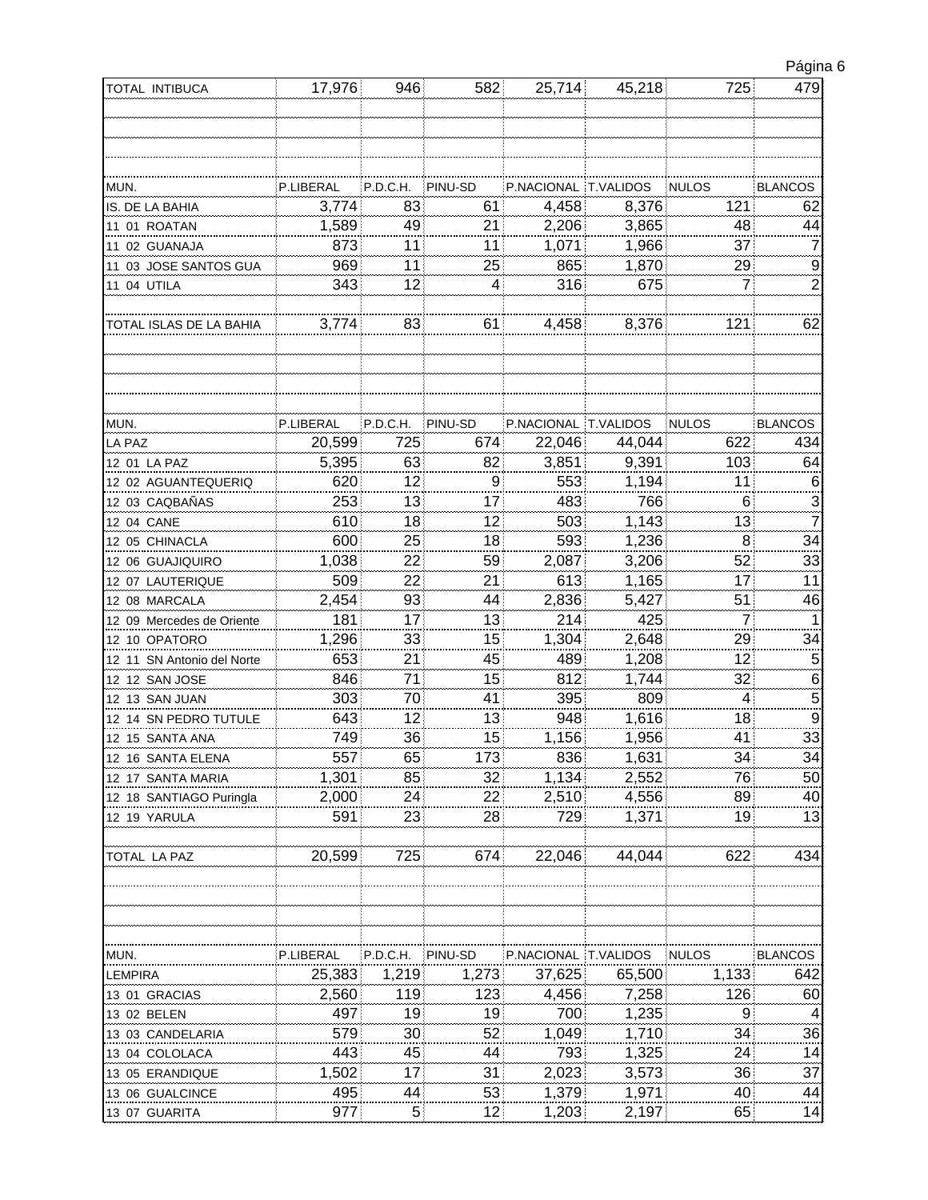| TOTAL INTIBUCA | 17,976 | 946 | 582 | 25,714 | 45,218 | 725 | 479 |
|---|---|---|---|---|---|---|---|

| MUN. | P.LIBERAL | P.D.C.H. | PINU-SD | P.NACIONAL | T.VALIDOS | NULOS | BLANCOS |
|---|---|---|---|---|---|---|---|
| IS. DE LA BAHIA | 3,774 | 83 | 61 | 4,458 | 8,376 | 121 | 62 |
| 11 01 ROATAN | 1,589 | 49 | 21 | 2,206 | 3,865 | 48 | 44 |
| 11 02 GUANAJA | 873 | 11 | 11 | 1,071 | 1,966 | 37 | 7 |
| 11 03 JOSE SANTOS GUA | 969 | 11 | 25 | 865 | 1,870 | 29 | 9 |
| 11 04 UTILA | 343 | 12 | 4 | 316 | 675 | 7 | 2 |
| | | | | | | | |
| TOTAL ISLAS DE LA BAHIA | 3,774 | 83 | 61 | 4,458 | 8,376 | 121 | 62 |

| MUN. | P.LIBERAL | P.D.C.H. | PINU-SD | P.NACIONAL | T.VALIDOS | NULOS | BLANCOS |
|---|---|---|---|---|---|---|---|
| LA PAZ | 20,599 | 725 | 674 | 22,046 | 44,044 | 622 | 434 |
| 12 01 LA PAZ | 5,395 | 63 | 82 | 3,851 | 9,391 | 103 | 64 |
| 12 02 AGUANTEQUERIQ | 620 | 12 | 9 | 553 | 1,194 | 11 | 6 |
| 12 03 CAQBAÑAS | 253 | 13 | 17 | 483 | 766 | 6 | 3 |
| 12 04 CANE | 610 | 18 | 12 | 503 | 1,143 | 13 | 7 |
| 12 05 CHINACLA | 600 | 25 | 18 | 593 | 1,236 | 8 | 34 |
| 12 06 GUAJIQUIRO | 1,038 | 22 | 59 | 2,087 | 3,206 | 52 | 33 |
| 12 07 LAUTERIQUE | 509 | 22 | 21 | 613 | 1,165 | 17 | 11 |
| 12 08 MARCALA | 2,454 | 93 | 44 | 2,836 | 5,427 | 51 | 46 |
| 12 09 Mercedes de Oriente | 181 | 17 | 13 | 214 | 425 | 7 | 1 |
| 12 10 OPATORO | 1,296 | 33 | 15 | 1,304 | 2,648 | 29 | 34 |
| 12 11 SN Antonio del Norte | 653 | 21 | 45 | 489 | 1,208 | 12 | 5 |
| 12 12 SAN JOSE | 846 | 71 | 15 | 812 | 1,744 | 32 | 6 |
| 12 13 SAN JUAN | 303 | 70 | 41 | 395 | 809 | 4 | 5 |
| 12 14 SN PEDRO TUTULE | 643 | 12 | 13 | 948 | 1,616 | 18 | 9 |
| 12 15 SANTA ANA | 749 | 36 | 15 | 1,156 | 1,956 | 41 | 33 |
| 12 16 SANTA ELENA | 557 | 65 | 173 | 836 | 1,631 | 34 | 34 |
| 12 17 SANTA MARIA | 1,301 | 85 | 32 | 1,134 | 2,552 | 76 | 50 |
| 12 18 SANTIAGO Puringla | 2,000 | 24 | 22 | 2,510 | 4,556 | 89 | 40 |
| 12 19 YARULA | 591 | 23 | 28 | 729 | 1,371 | 19 | 13 |
| | | | | | | | |
| TOTAL LA PAZ | 20,599 | 725 | 674 | 22,046 | 44,044 | 622 | 434 |

| MUN. | P.LIBERAL | P.D.C.H. | PINU-SD | P.NACIONAL | T.VALIDOS | NULOS | BLANCOS |
|---|---|---|---|---|---|---|---|
| LEMPIRA | 25,383 | 1,219 | 1,273 | 37,625 | 65,500 | 1,133 | 642 |
| 13 01 GRACIAS | 2,560 | 119 | 123 | 4,456 | 7,258 | 126 | 60 |
| 13 02 BELEN | 497 | 19 | 19 | 700 | 1,235 | 9 | 4 |
| 13 03 CANDELARIA | 579 | 30 | 52 | 1,049 | 1,710 | 34 | 36 |
| 13 04 COLOLACA | 443 | 45 | 44 | 793 | 1,325 | 24 | 14 |
| 13 05 ERANDIQUE | 1,502 | 17 | 31 | 2,023 | 3,573 | 36 | 37 |
| 13 06 GUALCINCE | 495 | 44 | 53 | 1,379 | 1,971 | 40 | 44 |
| 13 07 GUARITA | 977 | 5 | 12 | 1,203 | 2,197 | 65 | 14 |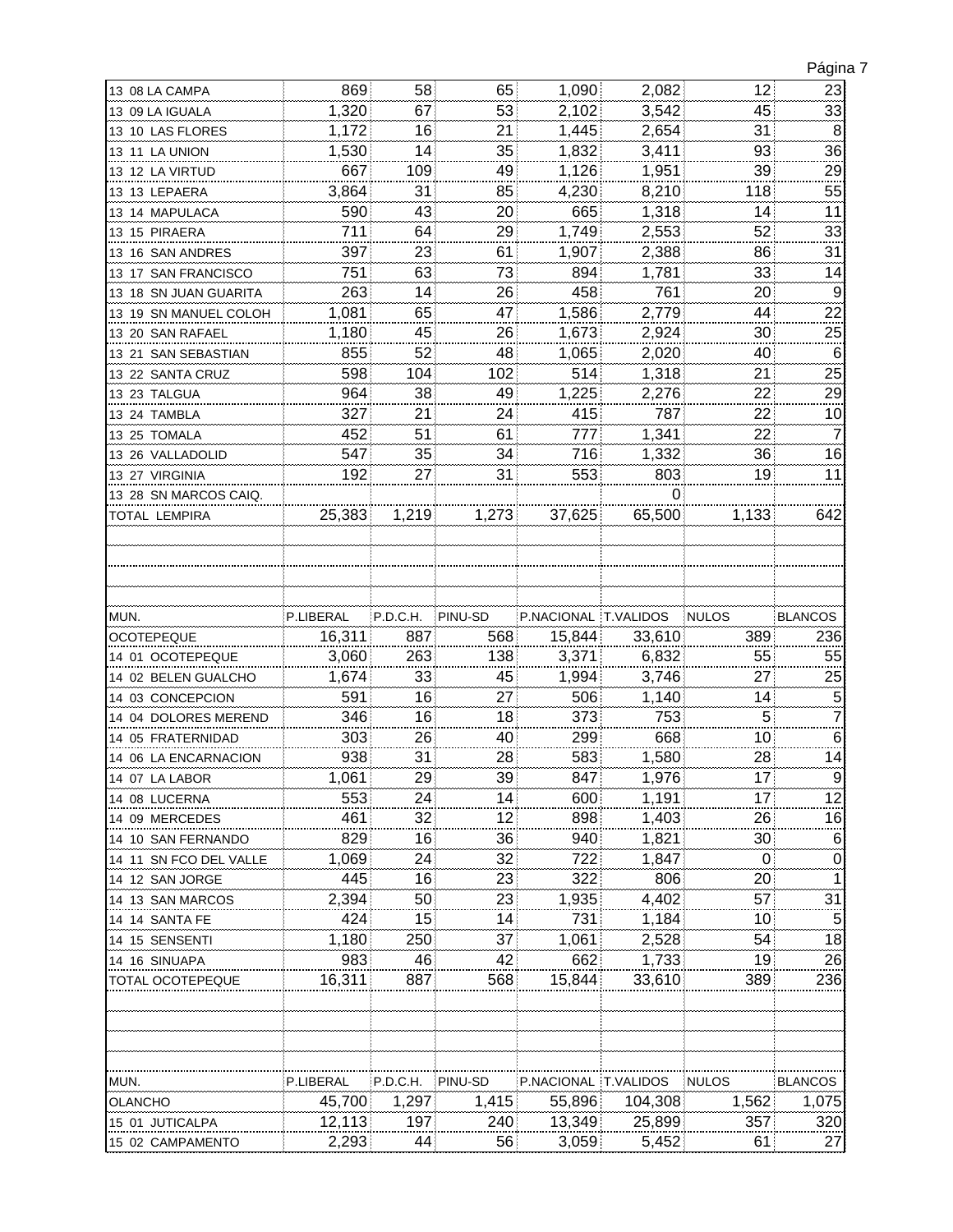| | | | | | | | |
|---|---|---|---|---|---|---|---|
| 13 08 LA CAMPA | 869 | 58 | 65 | 1,090 | 2,082 | 12 | 23 |
| 13 09 LA IGUALA | 1,320 | 67 | 53 | 2,102 | 3,542 | 45 | 33 |
| 13 10 LAS FLORES | 1,172 | 16 | 21 | 1,445 | 2,654 | 31 | 8 |
| 13 11 LA UNION | 1,530 | 14 | 35 | 1,832 | 3,411 | 93 | 36 |
| 13 12 LA VIRTUD | 667 | 109 | 49 | 1,126 | 1,951 | 39 | 29 |
| 13 13 LEPAERA | 3,864 | 31 | 85 | 4,230 | 8,210 | 118 | 55 |
| 13 14 MAPULACA | 590 | 43 | 20 | 665 | 1,318 | 14 | 11 |
| 13 15 PIRAERA | 711 | 64 | 29 | 1,749 | 2,553 | 52 | 33 |
| 13 16 SAN ANDRES | 397 | 23 | 61 | 1,907 | 2,388 | 86 | 31 |
| 13 17 SAN FRANCISCO | 751 | 63 | 73 | 894 | 1,781 | 33 | 14 |
| 13 18 SN JUAN GUARITA | 263 | 14 | 26 | 458 | 761 | 20 | 9 |
| 13 19 SN MANUEL COLOH | 1,081 | 65 | 47 | 1,586 | 2,779 | 44 | 22 |
| 13 20 SAN RAFAEL | 1,180 | 45 | 26 | 1,673 | 2,924 | 30 | 25 |
| 13 21 SAN SEBASTIAN | 855 | 52 | 48 | 1,065 | 2,020 | 40 | 6 |
| 13 22 SANTA CRUZ | 598 | 104 | 102 | 514 | 1,318 | 21 | 25 |
| 13 23 TALGUA | 964 | 38 | 49 | 1,225 | 2,276 | 22 | 29 |
| 13 24 TAMBLA | 327 | 21 | 24 | 415 | 787 | 22 | 10 |
| 13 25 TOMALA | 452 | 51 | 61 | 777 | 1,341 | 22 | 7 |
| 13 26 VALLADOLID | 547 | 35 | 34 | 716 | 1,332 | 36 | 16 |
| 13 27 VIRGINIA | 192 | 27 | 31 | 553 | 803 | 19 | 11 |
| 13 28 SN MARCOS CAIQ. | | | | | 0 | | |
| TOTAL LEMPIRA | 25,383 | 1,219 | 1,273 | 37,625 | 65,500 | 1,133 | 642 |

| MUN. | P.LIBERAL | P.D.C.H. | PINU-SD | P.NACIONAL | T.VALIDOS | NULOS | BLANCOS |
|---|---|---|---|---|---|---|---|
| OCOTEPEQUE | 16,311 | 887 | 568 | 15,844 | 33,610 | 389 | 236 |
| 14 01 OCOTEPEQUE | 3,060 | 263 | 138 | 3,371 | 6,832 | 55 | 55 |
| 14 02 BELEN GUALCHO | 1,674 | 33 | 45 | 1,994 | 3,746 | 27 | 25 |
| 14 03 CONCEPCION | 591 | 16 | 27 | 506 | 1,140 | 14 | 5 |
| 14 04 DOLORES MEREND | 346 | 16 | 18 | 373 | 753 | 5 | 7 |
| 14 05 FRATERNIDAD | 303 | 26 | 40 | 299 | 668 | 10 | 6 |
| 14 06 LA ENCARNACION | 938 | 31 | 28 | 583 | 1,580 | 28 | 14 |
| 14 07 LA LABOR | 1,061 | 29 | 39 | 847 | 1,976 | 17 | 9 |
| 14 08 LUCERNA | 553 | 24 | 14 | 600 | 1,191 | 17 | 12 |
| 14 09 MERCEDES | 461 | 32 | 12 | 898 | 1,403 | 26 | 16 |
| 14 10 SAN FERNANDO | 829 | 16 | 36 | 940 | 1,821 | 30 | 6 |
| 14 11 SN FCO DEL VALLE | 1,069 | 24 | 32 | 722 | 1,847 | 0 | 0 |
| 14 12 SAN JORGE | 445 | 16 | 23 | 322 | 806 | 20 | 1 |
| 14 13 SAN MARCOS | 2,394 | 50 | 23 | 1,935 | 4,402 | 57 | 31 |
| 14 14 SANTA FE | 424 | 15 | 14 | 731 | 1,184 | 10 | 5 |
| 14 15 SENSENTI | 1,180 | 250 | 37 | 1,061 | 2,528 | 54 | 18 |
| 14 16 SINUAPA | 983 | 46 | 42 | 662 | 1,733 | 19 | 26 |
| TOTAL OCOTEPEQUE | 16,311 | 887 | 568 | 15,844 | 33,610 | 389 | 236 |

| MUN. | P.LIBERAL | P.D.C.H. | PINU-SD | P.NACIONAL | T.VALIDOS | NULOS | BLANCOS |
|---|---|---|---|---|---|---|---|
| OLANCHO | 45,700 | 1,297 | 1,415 | 55,896 | 104,308 | 1,562 | 1,075 |
| 15 01 JUTICALPA | 12,113 | 197 | 240 | 13,349 | 25,899 | 357 | 320 |
| 15 02 CAMPAMENTO | 2,293 | 44 | 56 | 3,059 | 5,452 | 61 | 27 |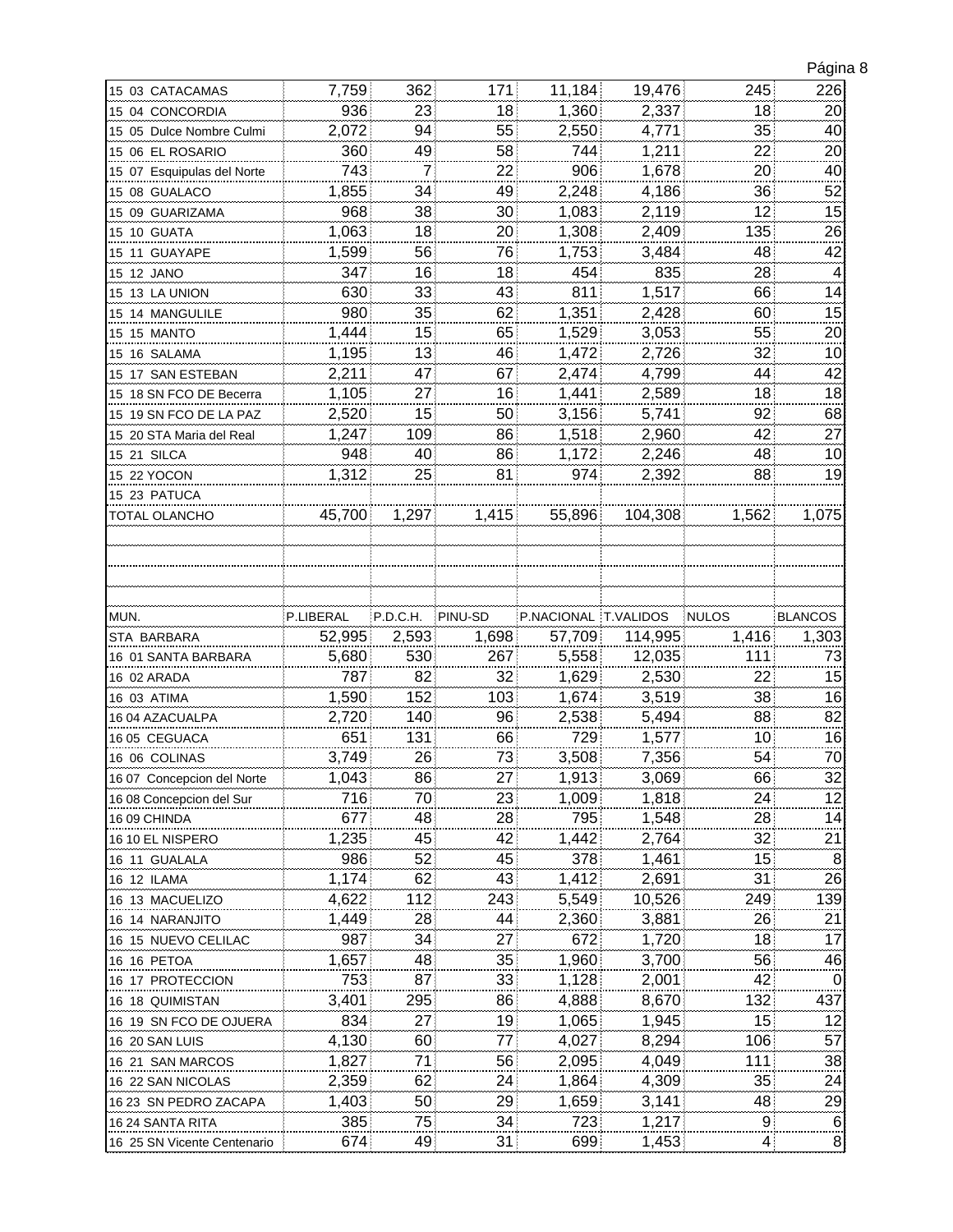| | | | | | | | |
|---|---|---|---|---|---|---|---|
| 15 03 CATACAMAS | 7,759 | 362 | 171 | 11,184 | 19,476 | 245 | 226 |
| 15 04 CONCORDIA | 936 | 23 | 18 | 1,360 | 2,337 | 18 | 20 |
| 15 05 Dulce Nombre Culmi | 2,072 | 94 | 55 | 2,550 | 4,771 | 35 | 40 |
| 15 06 EL ROSARIO | 360 | 49 | 58 | 744 | 1,211 | 22 | 20 |
| 15 07 Esquipulas del Norte | 743 | 7 | 22 | 906 | 1,678 | 20 | 40 |
| 15 08 GUALACO | 1,855 | 34 | 49 | 2,248 | 4,186 | 36 | 52 |
| 15 09 GUARIZAMA | 968 | 38 | 30 | 1,083 | 2,119 | 12 | 15 |
| 15 10 GUATA | 1,063 | 18 | 20 | 1,308 | 2,409 | 135 | 26 |
| 15 11 GUAYAPE | 1,599 | 56 | 76 | 1,753 | 3,484 | 48 | 42 |
| 15 12 JANO | 347 | 16 | 18 | 454 | 835 | 28 | 4 |
| 15 13 LA UNION | 630 | 33 | 43 | 811 | 1,517 | 66 | 14 |
| 15 14 MANGULILE | 980 | 35 | 62 | 1,351 | 2,428 | 60 | 15 |
| 15 15 MANTO | 1,444 | 15 | 65 | 1,529 | 3,053 | 55 | 20 |
| 15 16 SALAMA | 1,195 | 13 | 46 | 1,472 | 2,726 | 32 | 10 |
| 15 17 SAN ESTEBAN | 2,211 | 47 | 67 | 2,474 | 4,799 | 44 | 42 |
| 15 18 SN FCO DE Becerra | 1,105 | 27 | 16 | 1,441 | 2,589 | 18 | 18 |
| 15 19 SN FCO DE LA PAZ | 2,520 | 15 | 50 | 3,156 | 5,741 | 92 | 68 |
| 15 20 STA Maria del Real | 1,247 | 109 | 86 | 1,518 | 2,960 | 42 | 27 |
| 15 21 SILCA | 948 | 40 | 86 | 1,172 | 2,246 | 48 | 10 |
| 15 22 YOCON | 1,312 | 25 | 81 | 974 | 2,392 | 88 | 19 |
| 15 23 PATUCA | | | | | | | |
| TOTAL OLANCHO | 45,700 | 1,297 | 1,415 | 55,896 | 104,308 | 1,562 | 1,075 |

| MUN. | P.LIBERAL | P.D.C.H. | PINU-SD | P.NACIONAL | T.VALIDOS | NULOS | BLANCOS |
|---|---|---|---|---|---|---|---|
| STA BARBARA | 52,995 | 2,593 | 1,698 | 57,709 | 114,995 | 1,416 | 1,303 |
| 16 01 SANTA BARBARA | 5,680 | 530 | 267 | 5,558 | 12,035 | 111 | 73 |
| 16 02 ARADA | 787 | 82 | 32 | 1,629 | 2,530 | 22 | 15 |
| 16 03 ATIMA | 1,590 | 152 | 103 | 1,674 | 3,519 | 38 | 16 |
| 16 04 AZACUALPA | 2,720 | 140 | 96 | 2,538 | 5,494 | 88 | 82 |
| 16 05 CEGUACA | 651 | 131 | 66 | 729 | 1,577 | 10 | 16 |
| 16 06 COLINAS | 3,749 | 26 | 73 | 3,508 | 7,356 | 54 | 70 |
| 16 07 Concepcion del Norte | 1,043 | 86 | 27 | 1,913 | 3,069 | 66 | 32 |
| 16 08 Concepcion del Sur | 716 | 70 | 23 | 1,009 | 1,818 | 24 | 12 |
| 16 09 CHINDA | 677 | 48 | 28 | 795 | 1,548 | 28 | 14 |
| 16 10 EL NISPERO | 1,235 | 45 | 42 | 1,442 | 2,764 | 32 | 21 |
| 16 11 GUALALA | 986 | 52 | 45 | 378 | 1,461 | 15 | 8 |
| 16 12 ILAMA | 1,174 | 62 | 43 | 1,412 | 2,691 | 31 | 26 |
| 16 13 MACUELIZO | 4,622 | 112 | 243 | 5,549 | 10,526 | 249 | 139 |
| 16 14 NARANJITO | 1,449 | 28 | 44 | 2,360 | 3,881 | 26 | 21 |
| 16 15 NUEVO CELILAC | 987 | 34 | 27 | 672 | 1,720 | 18 | 17 |
| 16 16 PETOA | 1,657 | 48 | 35 | 1,960 | 3,700 | 56 | 46 |
| 16 17 PROTECCION | 753 | 87 | 33 | 1,128 | 2,001 | 42 | 0 |
| 16 18 QUIMISTAN | 3,401 | 295 | 86 | 4,888 | 8,670 | 132 | 437 |
| 16 19 SN FCO DE OJUERA | 834 | 27 | 19 | 1,065 | 1,945 | 15 | 12 |
| 16 20 SAN LUIS | 4,130 | 60 | 77 | 4,027 | 8,294 | 106 | 57 |
| 16 21 SAN MARCOS | 1,827 | 71 | 56 | 2,095 | 4,049 | 111 | 38 |
| 16 22 SAN NICOLAS | 2,359 | 62 | 24 | 1,864 | 4,309 | 35 | 24 |
| 16 23 SN PEDRO ZACAPA | 1,403 | 50 | 29 | 1,659 | 3,141 | 48 | 29 |
| 16 24 SANTA RITA | 385 | 75 | 34 | 723 | 1,217 | 9 | 6 |
| 16 25 SN Vicente Centenario | 674 | 49 | 31 | 699 | 1,453 | 4 | 8 |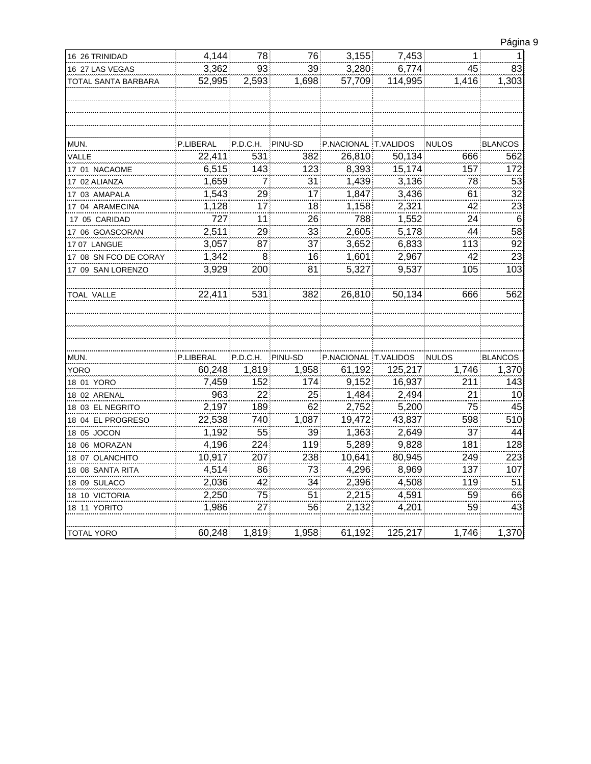| | | | | | | | |
|---|---|---|---|---|---|---|---|
| 16 26 TRINIDAD | 4,144 | 78 | 76 | 3,155 | 7,453 | 1 | 1 |
| 16 27 LAS VEGAS | 3,362 | 93 | 39 | 3,280 | 6,774 | 45 | 83 |
| TOTAL SANTA BARBARA | 52,995 | 2,593 | 1,698 | 57,709 | 114,995 | 1,416 | 1,303 |

| MUN. | P.LIBERAL | P.D.C.H. | PINU-SD | P.NACIONAL | T.VALIDOS | NULOS | BLANCOS |
|---|---|---|---|---|---|---|---|
| VALLE | 22,411 | 531 | 382 | 26,810 | 50,134 | 666 | 562 |
| 17 01 NACAOME | 6,515 | 143 | 123 | 8,393 | 15,174 | 157 | 172 |
| 17 02 ALIANZA | 1,659 | 7 | 31 | 1,439 | 3,136 | 78 | 53 |
| 17 03 AMAPALA | 1,543 | 29 | 17 | 1,847 | 3,436 | 61 | 32 |
| 17 04 ARAMECINA | 1,128 | 17 | 18 | 1,158 | 2,321 | 42 | 23 |
| 17 05 CARIDAD | 727 | 11 | 26 | 788 | 1,552 | 24 | 6 |
| 17 06 GOASCORAN | 2,511 | 29 | 33 | 2,605 | 5,178 | 44 | 58 |
| 17 07 LANGUE | 3,057 | 87 | 37 | 3,652 | 6,833 | 113 | 92 |
| 17 08 SN FCO DE CORAY | 1,342 | 8 | 16 | 1,601 | 2,967 | 42 | 23 |
| 17 09 SAN LORENZO | 3,929 | 200 | 81 | 5,327 | 9,537 | 105 | 103 |
| TOAL VALLE | 22,411 | 531 | 382 | 26,810 | 50,134 | 666 | 562 |

| MUN. | P.LIBERAL | P.D.C.H. | PINU-SD | P.NACIONAL | T.VALIDOS | NULOS | BLANCOS |
|---|---|---|---|---|---|---|---|
| YORO | 60,248 | 1,819 | 1,958 | 61,192 | 125,217 | 1,746 | 1,370 |
| 18 01 YORO | 7,459 | 152 | 174 | 9,152 | 16,937 | 211 | 143 |
| 18 02 ARENAL | 963 | 22 | 25 | 1,484 | 2,494 | 21 | 10 |
| 18 03 EL NEGRITO | 2,197 | 189 | 62 | 2,752 | 5,200 | 75 | 45 |
| 18 04 EL PROGRESO | 22,538 | 740 | 1,087 | 19,472 | 43,837 | 598 | 510 |
| 18 05 JOCON | 1,192 | 55 | 39 | 1,363 | 2,649 | 37 | 44 |
| 18 06 MORAZAN | 4,196 | 224 | 119 | 5,289 | 9,828 | 181 | 128 |
| 18 07 OLANCHITO | 10,917 | 207 | 238 | 10,641 | 80,945 | 249 | 223 |
| 18 08 SANTA RITA | 4,514 | 86 | 73 | 4,296 | 8,969 | 137 | 107 |
| 18 09 SULACO | 2,036 | 42 | 34 | 2,396 | 4,508 | 119 | 51 |
| 18 10 VICTORIA | 2,250 | 75 | 51 | 2,215 | 4,591 | 59 | 66 |
| 18 11 YORITO | 1,986 | 27 | 56 | 2,132 | 4,201 | 59 | 43 |
| TOTAL YORO | 60,248 | 1,819 | 1,958 | 61,192 | 125,217 | 1,746 | 1,370 |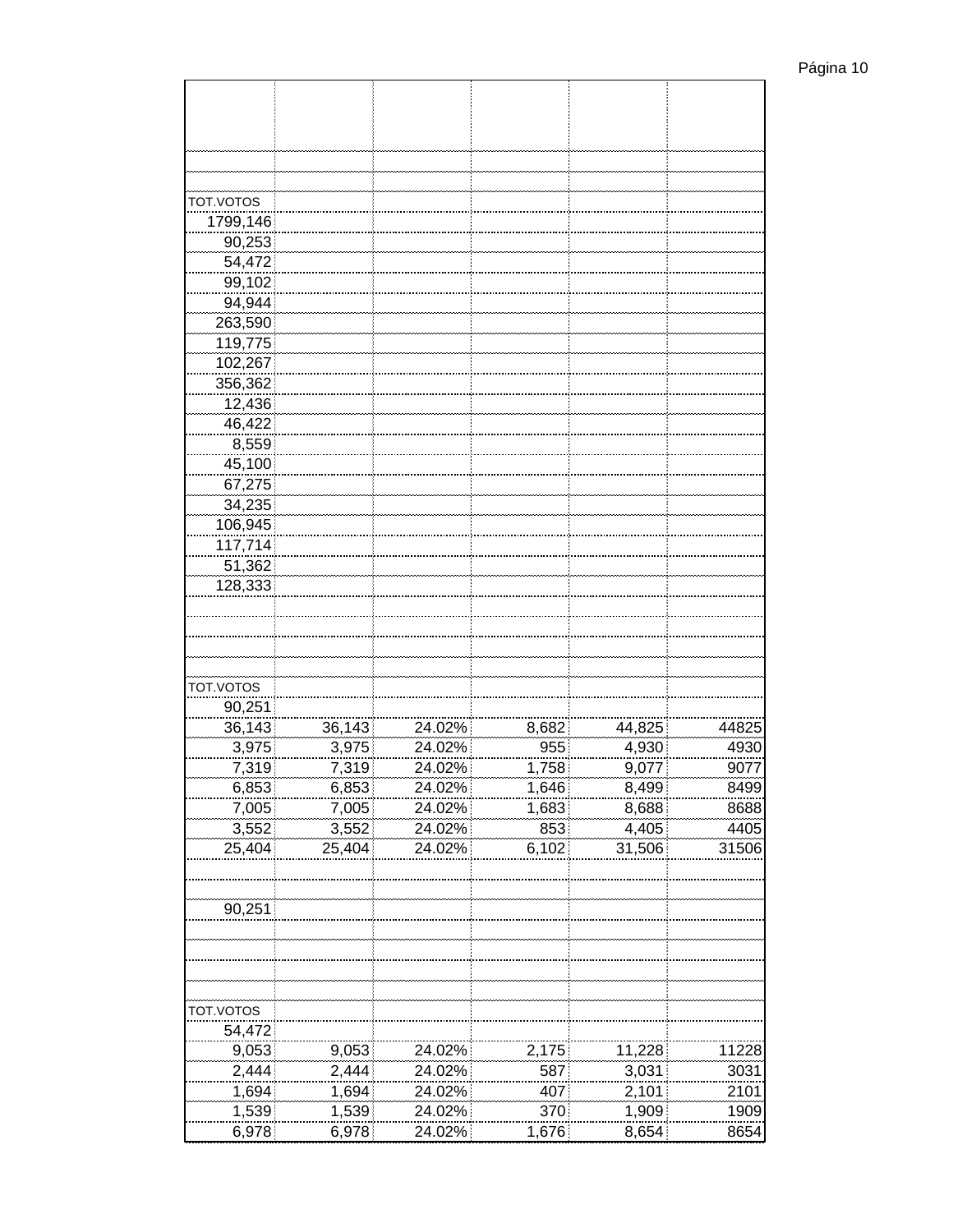| | | | | | |
|---|---|---|---|---|---|
| | | | | | |
| | | | | | |
| | | | | | |
| TOT.VOTOS | | | | | |
| 1799,146 | | | | | |
| 90,253 | | | | | |
| 54,472 | | | | | |
| 99,102 | | | | | |
| 94,944 | | | | | |
| 263,590 | | | | | |
| 119,775 | | | | | |
| 102,267 | | | | | |
| 356,362 | | | | | |
| 12,436 | | | | | |
| 46,422 | | | | | |
| 8,559 | | | | | |
| 45,100 | | | | | |
| 67,275 | | | | | |
| 34,235 | | | | | |
| 106,945 | | | | | |
| 117,714 | | | | | |
| 51,362 | | | | | |
| 128,333 | | | | | |
| | | | | | |
| | | | | | |
| | | | | | |
| | | | | | |
| TOT.VOTOS | | | | | |
| 90,251 | | | | | |
| 36,143 | 36,143 | 24.02% | 8,682 | 44,825 | 44825 |
| 3,975 | 3,975 | 24.02% | 955 | 4,930 | 4930 |
| 7,319 | 7,319 | 24.02% | 1,758 | 9,077 | 9077 |
| 6,853 | 6,853 | 24.02% | 1,646 | 8,499 | 8499 |
| 7,005 | 7,005 | 24.02% | 1,683 | 8,688 | 8688 |
| 3,552 | 3,552 | 24.02% | 853 | 4,405 | 4405 |
| 25,404 | 25,404 | 24.02% | 6,102 | 31,506 | 31506 |
| | | | | | |
| | | | | | |
| 90,251 | | | | | |
| | | | | | |
| | | | | | |
| | | | | | |
| | | | | | |
| TOT.VOTOS | | | | | |
| 54,472 | | | | | |
| 9,053 | 9,053 | 24.02% | 2,175 | 11,228 | 11228 |
| 2,444 | 2,444 | 24.02% | 587 | 3,031 | 3031 |
| 1,694 | 1,694 | 24.02% | 407 | 2,101 | 2101 |
| 1,539 | 1,539 | 24.02% | 370 | 1,909 | 1909 |
| 6,978 | 6,978 | 24.02% | 1,676 | 8,654 | 8654 |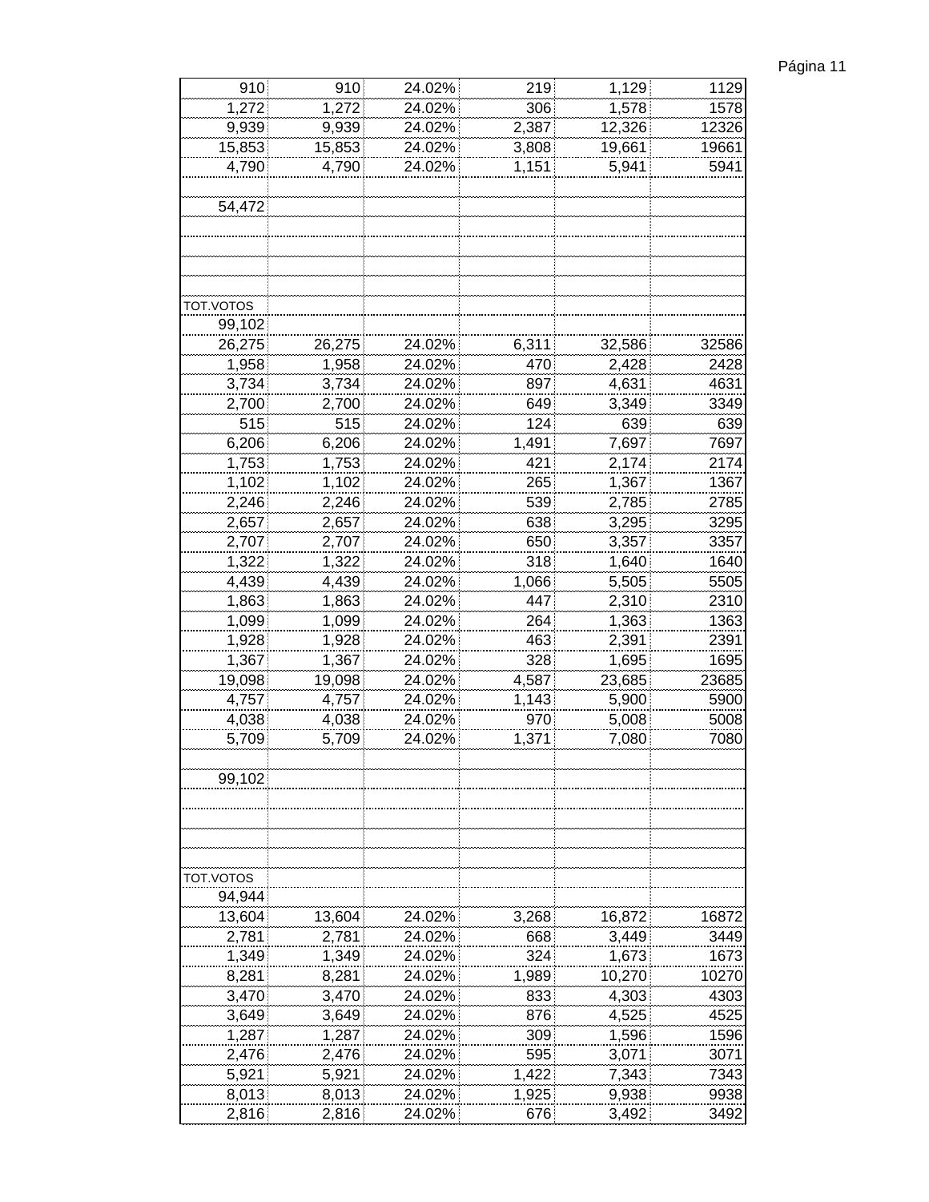| | | | | | |
|---|---|---|---|---|---|
| 910 | 910 | 24.02% | 219 | 1,129 | 1129 |
| 1,272 | 1,272 | 24.02% | 306 | 1,578 | 1578 |
| 9,939 | 9,939 | 24.02% | 2,387 | 12,326 | 12326 |
| 15,853 | 15,853 | 24.02% | 3,808 | 19,661 | 19661 |
| 4,790 | 4,790 | 24.02% | 1,151 | 5,941 | 5941 |
| | | | | | |
| 54,472 | | | | | |
| | | | | | |
| | | | | | |
| | | | | | |
| | | | | | |
| TOT.VOTOS | | | | | |
| 99,102 | | | | | |
| 26,275 | 26,275 | 24.02% | 6,311 | 32,586 | 32586 |
| 1,958 | 1,958 | 24.02% | 470 | 2,428 | 2428 |
| 3,734 | 3,734 | 24.02% | 897 | 4,631 | 4631 |
| 2,700 | 2,700 | 24.02% | 649 | 3,349 | 3349 |
| 515 | 515 | 24.02% | 124 | 639 | 639 |
| 6,206 | 6,206 | 24.02% | 1,491 | 7,697 | 7697 |
| 1,753 | 1,753 | 24.02% | 421 | 2,174 | 2174 |
| 1,102 | 1,102 | 24.02% | 265 | 1,367 | 1367 |
| 2,246 | 2,246 | 24.02% | 539 | 2,785 | 2785 |
| 2,657 | 2,657 | 24.02% | 638 | 3,295 | 3295 |
| 2,707 | 2,707 | 24.02% | 650 | 3,357 | 3357 |
| 1,322 | 1,322 | 24.02% | 318 | 1,640 | 1640 |
| 4,439 | 4,439 | 24.02% | 1,066 | 5,505 | 5505 |
| 1,863 | 1,863 | 24.02% | 447 | 2,310 | 2310 |
| 1,099 | 1,099 | 24.02% | 264 | 1,363 | 1363 |
| 1,928 | 1,928 | 24.02% | 463 | 2,391 | 2391 |
| 1,367 | 1,367 | 24.02% | 328 | 1,695 | 1695 |
| 19,098 | 19,098 | 24.02% | 4,587 | 23,685 | 23685 |
| 4,757 | 4,757 | 24.02% | 1,143 | 5,900 | 5900 |
| 4,038 | 4,038 | 24.02% | 970 | 5,008 | 5008 |
| 5,709 | 5,709 | 24.02% | 1,371 | 7,080 | 7080 |
| | | | | | |
| 99,102 | | | | | |
| | | | | | |
| | | | | | |
| | | | | | |
| | | | | | |
| TOT.VOTOS | | | | | |
| 94,944 | | | | | |
| 13,604 | 13,604 | 24.02% | 3,268 | 16,872 | 16872 |
| 2,781 | 2,781 | 24.02% | 668 | 3,449 | 3449 |
| 1,349 | 1,349 | 24.02% | 324 | 1,673 | 1673 |
| 8,281 | 8,281 | 24.02% | 1,989 | 10,270 | 10270 |
| 3,470 | 3,470 | 24.02% | 833 | 4,303 | 4303 |
| 3,649 | 3,649 | 24.02% | 876 | 4,525 | 4525 |
| 1,287 | 1,287 | 24.02% | 309 | 1,596 | 1596 |
| 2,476 | 2,476 | 24.02% | 595 | 3,071 | 3071 |
| 5,921 | 5,921 | 24.02% | 1,422 | 7,343 | 7343 |
| 8,013 | 8,013 | 24.02% | 1,925 | 9,938 | 9938 |
| 2,816 | 2,816 | 24.02% | 676 | 3,492 | 3492 |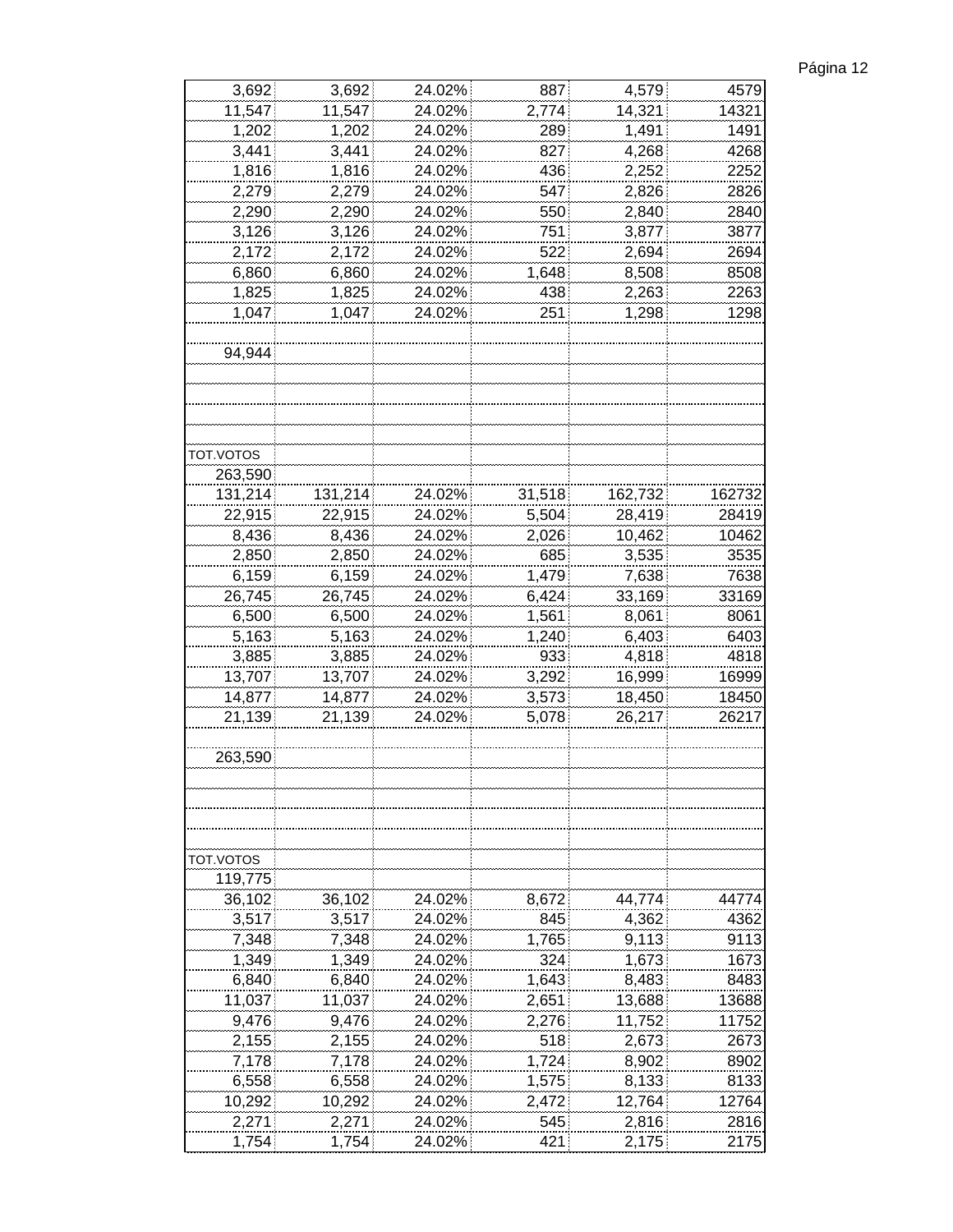| | | | | | |
|---|---|---|---|---|---|
| 3,692 | 3,692 | 24.02% | 887 | 4,579 | 4579 |
| 11,547 | 11,547 | 24.02% | 2,774 | 14,321 | 14321 |
| 1,202 | 1,202 | 24.02% | 289 | 1,491 | 1491 |
| 3,441 | 3,441 | 24.02% | 827 | 4,268 | 4268 |
| 1,816 | 1,816 | 24.02% | 436 | 2,252 | 2252 |
| 2,279 | 2,279 | 24.02% | 547 | 2,826 | 2826 |
| 2,290 | 2,290 | 24.02% | 550 | 2,840 | 2840 |
| 3,126 | 3,126 | 24.02% | 751 | 3,877 | 3877 |
| 2,172 | 2,172 | 24.02% | 522 | 2,694 | 2694 |
| 6,860 | 6,860 | 24.02% | 1,648 | 8,508 | 8508 |
| 1,825 | 1,825 | 24.02% | 438 | 2,263 | 2263 |
| 1,047 | 1,047 | 24.02% | 251 | 1,298 | 1298 |
| | | | | | |
| 94,944 | | | | | |
| | | | | | |
| | | | | | |
| | | | | | |
| | | | | | |
| TOT.VOTOS | | | | | |
| 263,590 | | | | | |
| 131,214 | 131,214 | 24.02% | 31,518 | 162,732 | 162732 |
| 22,915 | 22,915 | 24.02% | 5,504 | 28,419 | 28419 |
| 8,436 | 8,436 | 24.02% | 2,026 | 10,462 | 10462 |
| 2,850 | 2,850 | 24.02% | 685 | 3,535 | 3535 |
| 6,159 | 6,159 | 24.02% | 1,479 | 7,638 | 7638 |
| 26,745 | 26,745 | 24.02% | 6,424 | 33,169 | 33169 |
| 6,500 | 6,500 | 24.02% | 1,561 | 8,061 | 8061 |
| 5,163 | 5,163 | 24.02% | 1,240 | 6,403 | 6403 |
| 3,885 | 3,885 | 24.02% | 933 | 4,818 | 4818 |
| 13,707 | 13,707 | 24.02% | 3,292 | 16,999 | 16999 |
| 14,877 | 14,877 | 24.02% | 3,573 | 18,450 | 18450 |
| 21,139 | 21,139 | 24.02% | 5,078 | 26,217 | 26217 |
| | | | | | |
| 263,590 | | | | | |
| | | | | | |
| | | | | | |
| | | | | | |
| | | | | | |
| TOT.VOTOS | | | | | |
| 119,775 | | | | | |
| 36,102 | 36,102 | 24.02% | 8,672 | 44,774 | 44774 |
| 3,517 | 3,517 | 24.02% | 845 | 4,362 | 4362 |
| 7,348 | 7,348 | 24.02% | 1,765 | 9,113 | 9113 |
| 1,349 | 1,349 | 24.02% | 324 | 1,673 | 1673 |
| 6,840 | 6,840 | 24.02% | 1,643 | 8,483 | 8483 |
| 11,037 | 11,037 | 24.02% | 2,651 | 13,688 | 13688 |
| 9,476 | 9,476 | 24.02% | 2,276 | 11,752 | 11752 |
| 2,155 | 2,155 | 24.02% | 518 | 2,673 | 2673 |
| 7,178 | 7,178 | 24.02% | 1,724 | 8,902 | 8902 |
| 6,558 | 6,558 | 24.02% | 1,575 | 8,133 | 8133 |
| 10,292 | 10,292 | 24.02% | 2,472 | 12,764 | 12764 |
| 2,271 | 2,271 | 24.02% | 545 | 2,816 | 2816 |
| 1,754 | 1,754 | 24.02% | 421 | 2,175 | 2175 |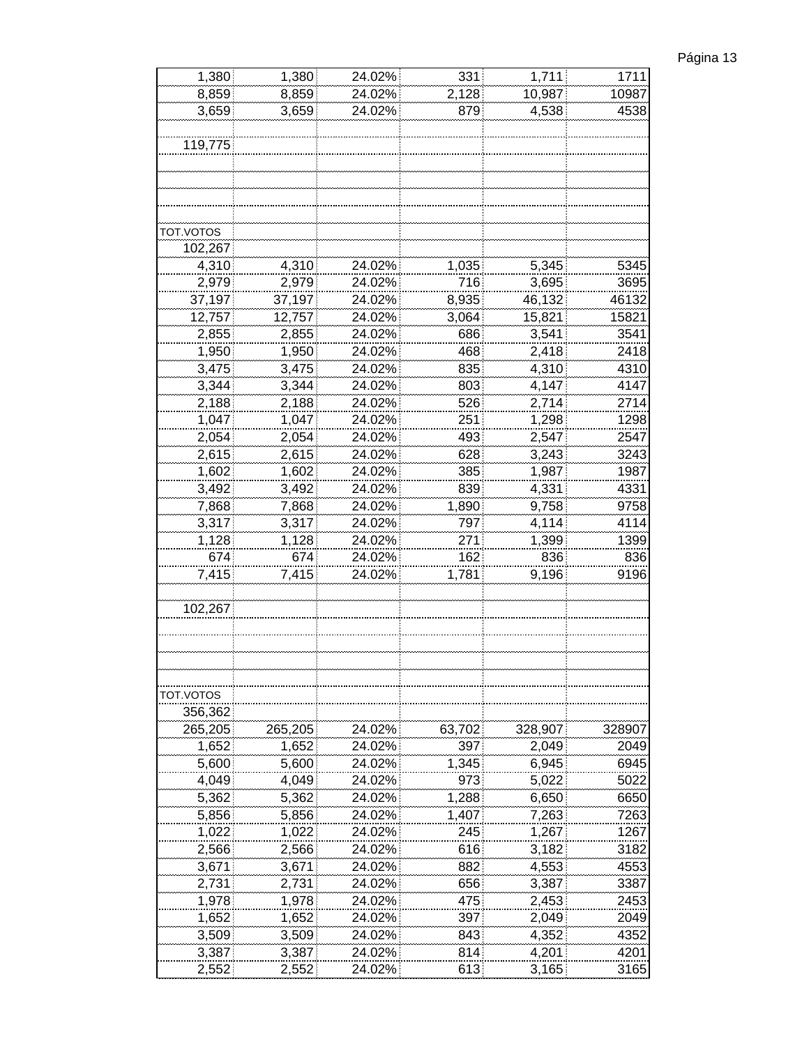| | | | | | |
|---|---|---|---|---|---|
| 1,380 | 1,380 | 24.02% | 331 | 1,711 | 1711 |
| 8,859 | 8,859 | 24.02% | 2,128 | 10,987 | 10987 |
| 3,659 | 3,659 | 24.02% | 879 | 4,538 | 4538 |
| | | | | | |
| 119,775 | | | | | |
| | | | | | |
| | | | | | |
| | | | | | |
| | | | | | |
| TOT.VOTOS | | | | | |
| 102,267 | | | | | |
| 4,310 | 4,310 | 24.02% | 1,035 | 5,345 | 5345 |
| 2,979 | 2,979 | 24.02% | 716 | 3,695 | 3695 |
| 37,197 | 37,197 | 24.02% | 8,935 | 46,132 | 46132 |
| 12,757 | 12,757 | 24.02% | 3,064 | 15,821 | 15821 |
| 2,855 | 2,855 | 24.02% | 686 | 3,541 | 3541 |
| 1,950 | 1,950 | 24.02% | 468 | 2,418 | 2418 |
| 3,475 | 3,475 | 24.02% | 835 | 4,310 | 4310 |
| 3,344 | 3,344 | 24.02% | 803 | 4,147 | 4147 |
| 2,188 | 2,188 | 24.02% | 526 | 2,714 | 2714 |
| 1,047 | 1,047 | 24.02% | 251 | 1,298 | 1298 |
| 2,054 | 2,054 | 24.02% | 493 | 2,547 | 2547 |
| 2,615 | 2,615 | 24.02% | 628 | 3,243 | 3243 |
| 1,602 | 1,602 | 24.02% | 385 | 1,987 | 1987 |
| 3,492 | 3,492 | 24.02% | 839 | 4,331 | 4331 |
| 7,868 | 7,868 | 24.02% | 1,890 | 9,758 | 9758 |
| 3,317 | 3,317 | 24.02% | 797 | 4,114 | 4114 |
| 1,128 | 1,128 | 24.02% | 271 | 1,399 | 1399 |
| 674 | 674 | 24.02% | 162 | 836 | 836 |
| 7,415 | 7,415 | 24.02% | 1,781 | 9,196 | 9196 |
| | | | | | |
| 102,267 | | | | | |
| | | | | | |
| | | | | | |
| | | | | | |
| | | | | | |
| TOT.VOTOS | | | | | |
| 356,362 | | | | | |
| 265,205 | 265,205 | 24.02% | 63,702 | 328,907 | 328907 |
| 1,652 | 1,652 | 24.02% | 397 | 2,049 | 2049 |
| 5,600 | 5,600 | 24.02% | 1,345 | 6,945 | 6945 |
| 4,049 | 4,049 | 24.02% | 973 | 5,022 | 5022 |
| 5,362 | 5,362 | 24.02% | 1,288 | 6,650 | 6650 |
| 5,856 | 5,856 | 24.02% | 1,407 | 7,263 | 7263 |
| 1,022 | 1,022 | 24.02% | 245 | 1,267 | 1267 |
| 2,566 | 2,566 | 24.02% | 616 | 3,182 | 3182 |
| 3,671 | 3,671 | 24.02% | 882 | 4,553 | 4553 |
| 2,731 | 2,731 | 24.02% | 656 | 3,387 | 3387 |
| 1,978 | 1,978 | 24.02% | 475 | 2,453 | 2453 |
| 1,652 | 1,652 | 24.02% | 397 | 2,049 | 2049 |
| 3,509 | 3,509 | 24.02% | 843 | 4,352 | 4352 |
| 3,387 | 3,387 | 24.02% | 814 | 4,201 | 4201 |
| 2,552 | 2,552 | 24.02% | 613 | 3,165 | 3165 |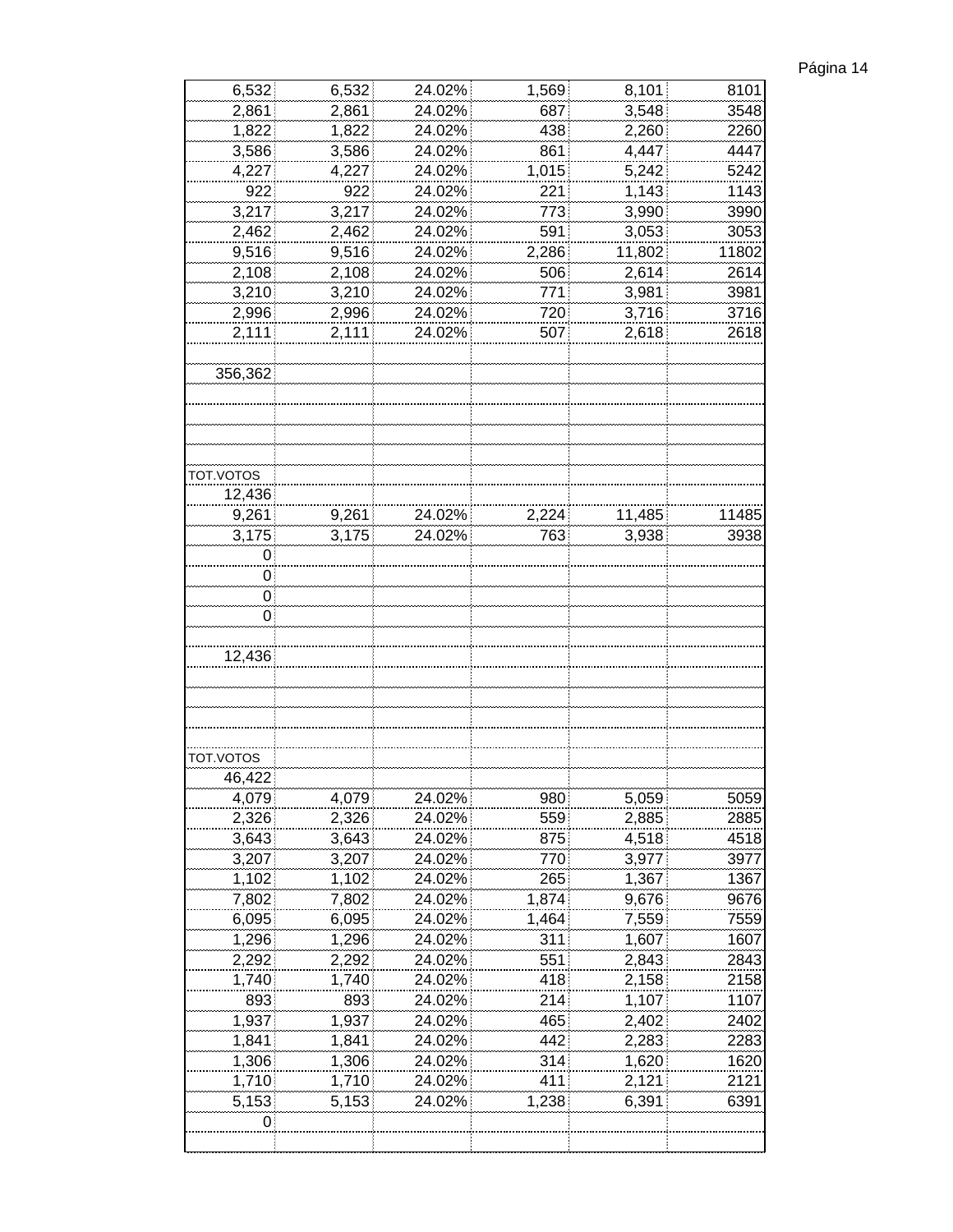| | | | | | |
|---|---|---|---|---|---|
| 6,532 | 6,532 | 24.02% | 1,569 | 8,101 | 8101 |
| 2,861 | 2,861 | 24.02% | 687 | 3,548 | 3548 |
| 1,822 | 1,822 | 24.02% | 438 | 2,260 | 2260 |
| 3,586 | 3,586 | 24.02% | 861 | 4,447 | 4447 |
| 4,227 | 4,227 | 24.02% | 1,015 | 5,242 | 5242 |
| 922 | 922 | 24.02% | 221 | 1,143 | 1143 |
| 3,217 | 3,217 | 24.02% | 773 | 3,990 | 3990 |
| 2,462 | 2,462 | 24.02% | 591 | 3,053 | 3053 |
| 9,516 | 9,516 | 24.02% | 2,286 | 11,802 | 11802 |
| 2,108 | 2,108 | 24.02% | 506 | 2,614 | 2614 |
| 3,210 | 3,210 | 24.02% | 771 | 3,981 | 3981 |
| 2,996 | 2,996 | 24.02% | 720 | 3,716 | 3716 |
| 2,111 | 2,111 | 24.02% | 507 | 2,618 | 2618 |
| | | | | | |
| 356,362 | | | | | |
| | | | | | |
| | | | | | |
| | | | | | |
| | | | | | |
| TOT.VOTOS | | | | | |
| 12,436 | | | | | |
| 9,261 | 9,261 | 24.02% | 2,224 | 11,485 | 11485 |
| 3,175 | 3,175 | 24.02% | 763 | 3,938 | 3938 |
| 0 | | | | | |
| 0 | | | | | |
| 0 | | | | | |
| 0 | | | | | |
| | | | | | |
| 12,436 | | | | | |
| | | | | | |
| | | | | | |
| | | | | | |
| | | | | | |
| TOT.VOTOS | | | | | |
| 46,422 | | | | | |
| 4,079 | 4,079 | 24.02% | 980 | 5,059 | 5059 |
| 2,326 | 2,326 | 24.02% | 559 | 2,885 | 2885 |
| 3,643 | 3,643 | 24.02% | 875 | 4,518 | 4518 |
| 3,207 | 3,207 | 24.02% | 770 | 3,977 | 3977 |
| 1,102 | 1,102 | 24.02% | 265 | 1,367 | 1367 |
| 7,802 | 7,802 | 24.02% | 1,874 | 9,676 | 9676 |
| 6,095 | 6,095 | 24.02% | 1,464 | 7,559 | 7559 |
| 1,296 | 1,296 | 24.02% | 311 | 1,607 | 1607 |
| 2,292 | 2,292 | 24.02% | 551 | 2,843 | 2843 |
| 1,740 | 1,740 | 24.02% | 418 | 2,158 | 2158 |
| 893 | 893 | 24.02% | 214 | 1,107 | 1107 |
| 1,937 | 1,937 | 24.02% | 465 | 2,402 | 2402 |
| 1,841 | 1,841 | 24.02% | 442 | 2,283 | 2283 |
| 1,306 | 1,306 | 24.02% | 314 | 1,620 | 1620 |
| 1,710 | 1,710 | 24.02% | 411 | 2,121 | 2121 |
| 5,153 | 5,153 | 24.02% | 1,238 | 6,391 | 6391 |
| 0 | | | | | |
| | | | | | |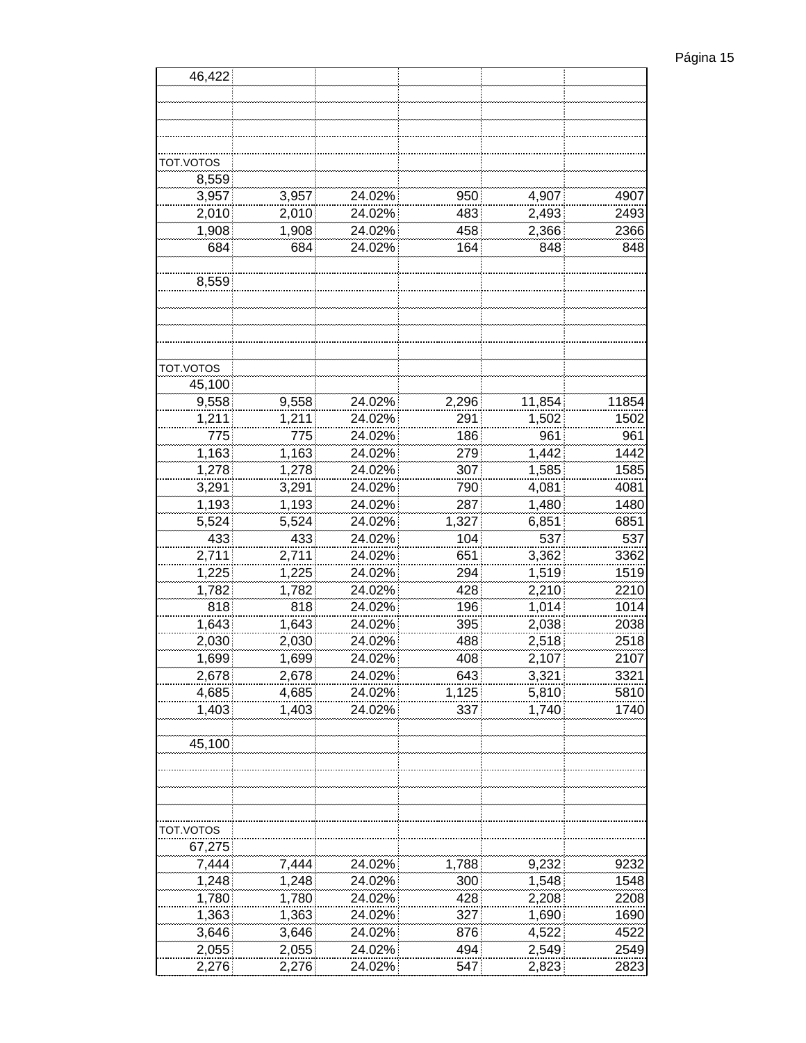| | | | | | |
|---|---|---|---|---|---|
| 46,422 | | | | | |
| | | | | | |
| | | | | | |
| | | | | | |
| | | | | | |
| TOT.VOTOS | | | | | |
| 8,559 | | | | | |
| 3,957 | 3,957 | 24.02% | 950 | 4,907 | 4907 |
| 2,010 | 2,010 | 24.02% | 483 | 2,493 | 2493 |
| 1,908 | 1,908 | 24.02% | 458 | 2,366 | 2366 |
| 684 | 684 | 24.02% | 164 | 848 | 848 |
| | | | | | |
| 8,559 | | | | | |
| | | | | | |
| | | | | | |
| | | | | | |
| | | | | | |
| TOT.VOTOS | | | | | |
| 45,100 | | | | | |
| 9,558 | 9,558 | 24.02% | 2,296 | 11,854 | 11854 |
| 1,211 | 1,211 | 24.02% | 291 | 1,502 | 1502 |
| 775 | 775 | 24.02% | 186 | 961 | 961 |
| 1,163 | 1,163 | 24.02% | 279 | 1,442 | 1442 |
| 1,278 | 1,278 | 24.02% | 307 | 1,585 | 1585 |
| 3,291 | 3,291 | 24.02% | 790 | 4,081 | 4081 |
| 1,193 | 1,193 | 24.02% | 287 | 1,480 | 1480 |
| 5,524 | 5,524 | 24.02% | 1,327 | 6,851 | 6851 |
| 433 | 433 | 24.02% | 104 | 537 | 537 |
| 2,711 | 2,711 | 24.02% | 651 | 3,362 | 3362 |
| 1,225 | 1,225 | 24.02% | 294 | 1,519 | 1519 |
| 1,782 | 1,782 | 24.02% | 428 | 2,210 | 2210 |
| 818 | 818 | 24.02% | 196 | 1,014 | 1014 |
| 1,643 | 1,643 | 24.02% | 395 | 2,038 | 2038 |
| 2,030 | 2,030 | 24.02% | 488 | 2,518 | 2518 |
| 1,699 | 1,699 | 24.02% | 408 | 2,107 | 2107 |
| 2,678 | 2,678 | 24.02% | 643 | 3,321 | 3321 |
| 4,685 | 4,685 | 24.02% | 1,125 | 5,810 | 5810 |
| 1,403 | 1,403 | 24.02% | 337 | 1,740 | 1740 |
| | | | | | |
| 45,100 | | | | | |
| | | | | | |
| | | | | | |
| | | | | | |
| | | | | | |
| TOT.VOTOS | | | | | |
| 67,275 | | | | | |
| 7,444 | 7,444 | 24.02% | 1,788 | 9,232 | 9232 |
| 1,248 | 1,248 | 24.02% | 300 | 1,548 | 1548 |
| 1,780 | 1,780 | 24.02% | 428 | 2,208 | 2208 |
| 1,363 | 1,363 | 24.02% | 327 | 1,690 | 1690 |
| 3,646 | 3,646 | 24.02% | 876 | 4,522 | 4522 |
| 2,055 | 2,055 | 24.02% | 494 | 2,549 | 2549 |
| 2,276 | 2,276 | 24.02% | 547 | 2,823 | 2823 |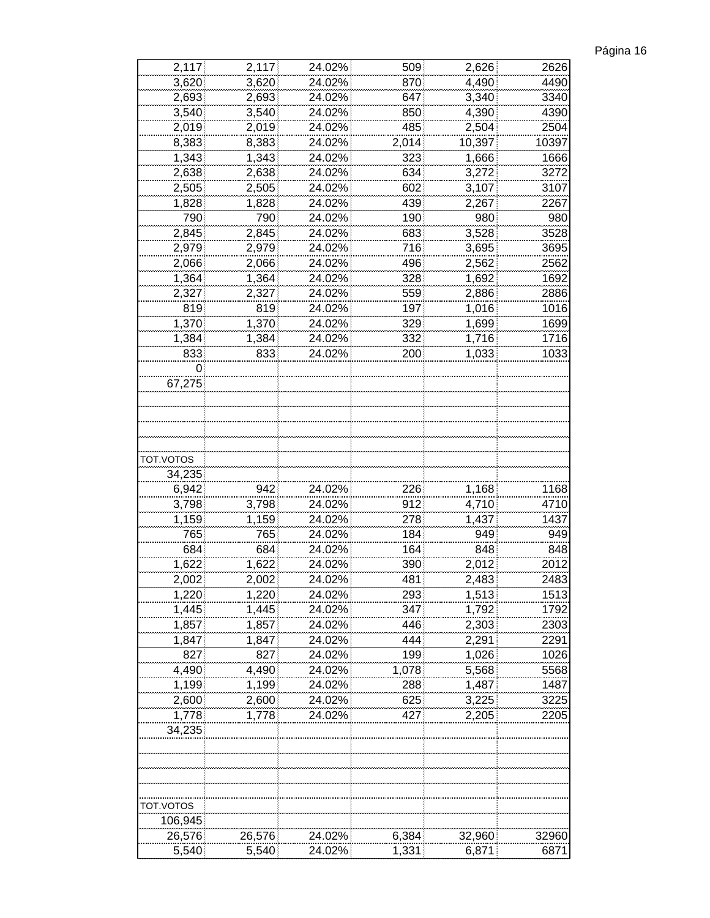| | | | | | |
|---|---|---|---|---|---|
| 2,117 | 2,117 | 24.02% | 509 | 2,626 | 2626 |
| 3,620 | 3,620 | 24.02% | 870 | 4,490 | 4490 |
| 2,693 | 2,693 | 24.02% | 647 | 3,340 | 3340 |
| 3,540 | 3,540 | 24.02% | 850 | 4,390 | 4390 |
| 2,019 | 2,019 | 24.02% | 485 | 2,504 | 2504 |
| 8,383 | 8,383 | 24.02% | 2,014 | 10,397 | 10397 |
| 1,343 | 1,343 | 24.02% | 323 | 1,666 | 1666 |
| 2,638 | 2,638 | 24.02% | 634 | 3,272 | 3272 |
| 2,505 | 2,505 | 24.02% | 602 | 3,107 | 3107 |
| 1,828 | 1,828 | 24.02% | 439 | 2,267 | 2267 |
| 790 | 790 | 24.02% | 190 | 980 | 980 |
| 2,845 | 2,845 | 24.02% | 683 | 3,528 | 3528 |
| 2,979 | 2,979 | 24.02% | 716 | 3,695 | 3695 |
| 2,066 | 2,066 | 24.02% | 496 | 2,562 | 2562 |
| 1,364 | 1,364 | 24.02% | 328 | 1,692 | 1692 |
| 2,327 | 2,327 | 24.02% | 559 | 2,886 | 2886 |
| 819 | 819 | 24.02% | 197 | 1,016 | 1016 |
| 1,370 | 1,370 | 24.02% | 329 | 1,699 | 1699 |
| 1,384 | 1,384 | 24.02% | 332 | 1,716 | 1716 |
| 833 | 833 | 24.02% | 200 | 1,033 | 1033 |
| 0 | | | | | |
| 67,275 | | | | | |
| | | | | | |
| | | | | | |
| | | | | | |
| | | | | | |
| TOT.VOTOS | | | | | |
| 34,235 | | | | | |
| 6,942 | 942 | 24.02% | 226 | 1,168 | 1168 |
| 3,798 | 3,798 | 24.02% | 912 | 4,710 | 4710 |
| 1,159 | 1,159 | 24.02% | 278 | 1,437 | 1437 |
| 765 | 765 | 24.02% | 184 | 949 | 949 |
| 684 | 684 | 24.02% | 164 | 848 | 848 |
| 1,622 | 1,622 | 24.02% | 390 | 2,012 | 2012 |
| 2,002 | 2,002 | 24.02% | 481 | 2,483 | 2483 |
| 1,220 | 1,220 | 24.02% | 293 | 1,513 | 1513 |
| 1,445 | 1,445 | 24.02% | 347 | 1,792 | 1792 |
| 1,857 | 1,857 | 24.02% | 446 | 2,303 | 2303 |
| 1,847 | 1,847 | 24.02% | 444 | 2,291 | 2291 |
| 827 | 827 | 24.02% | 199 | 1,026 | 1026 |
| 4,490 | 4,490 | 24.02% | 1,078 | 5,568 | 5568 |
| 1,199 | 1,199 | 24.02% | 288 | 1,487 | 1487 |
| 2,600 | 2,600 | 24.02% | 625 | 3,225 | 3225 |
| 1,778 | 1,778 | 24.02% | 427 | 2,205 | 2205 |
| 34,235 | | | | | |
| | | | | | |
| | | | | | |
| | | | | | |
| | | | | | |
| TOT.VOTOS | | | | | |
| 106,945 | | | | | |
| 26,576 | 26,576 | 24.02% | 6,384 | 32,960 | 32960 |
| 5,540 | 5,540 | 24.02% | 1,331 | 6,871 | 6871 |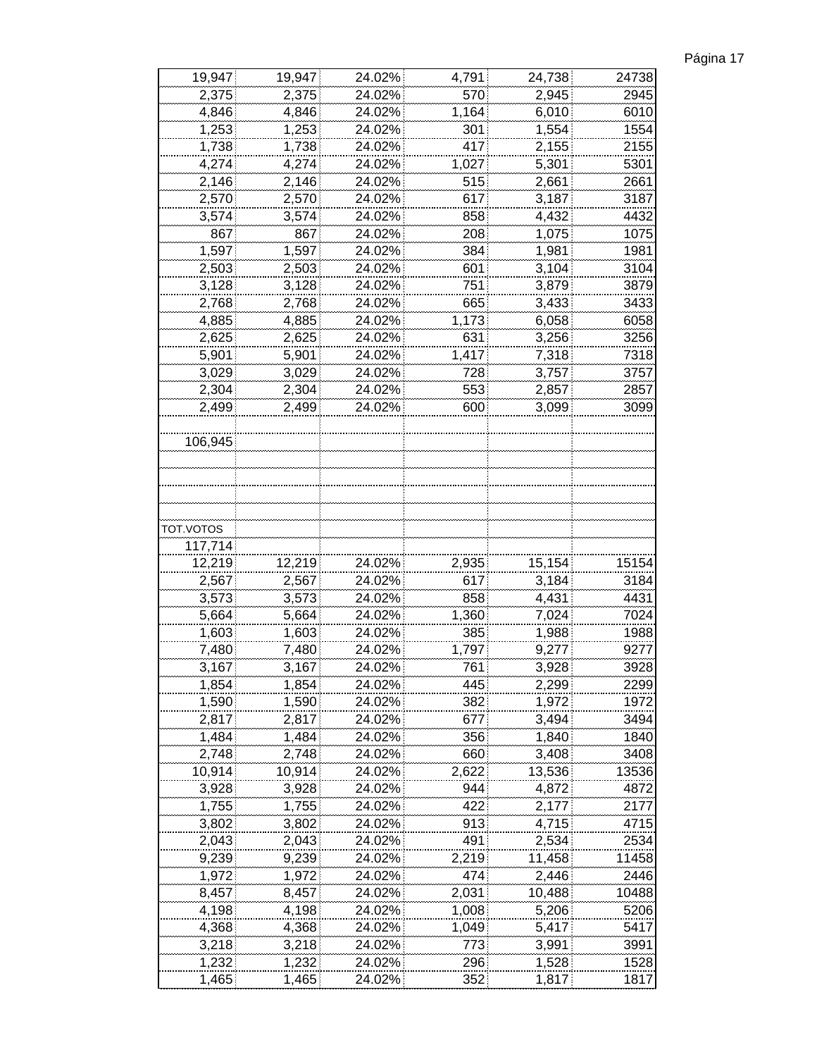| | | | | | |
|---|---|---|---|---|---|
| 19,947 | 19,947 | 24.02% | 4,791 | 24,738 | 24738 |
| 2,375 | 2,375 | 24.02% | 570 | 2,945 | 2945 |
| 4,846 | 4,846 | 24.02% | 1,164 | 6,010 | 6010 |
| 1,253 | 1,253 | 24.02% | 301 | 1,554 | 1554 |
| 1,738 | 1,738 | 24.02% | 417 | 2,155 | 2155 |
| 4,274 | 4,274 | 24.02% | 1,027 | 5,301 | 5301 |
| 2,146 | 2,146 | 24.02% | 515 | 2,661 | 2661 |
| 2,570 | 2,570 | 24.02% | 617 | 3,187 | 3187 |
| 3,574 | 3,574 | 24.02% | 858 | 4,432 | 4432 |
| 867 | 867 | 24.02% | 208 | 1,075 | 1075 |
| 1,597 | 1,597 | 24.02% | 384 | 1,981 | 1981 |
| 2,503 | 2,503 | 24.02% | 601 | 3,104 | 3104 |
| 3,128 | 3,128 | 24.02% | 751 | 3,879 | 3879 |
| 2,768 | 2,768 | 24.02% | 665 | 3,433 | 3433 |
| 4,885 | 4,885 | 24.02% | 1,173 | 6,058 | 6058 |
| 2,625 | 2,625 | 24.02% | 631 | 3,256 | 3256 |
| 5,901 | 5,901 | 24.02% | 1,417 | 7,318 | 7318 |
| 3,029 | 3,029 | 24.02% | 728 | 3,757 | 3757 |
| 2,304 | 2,304 | 24.02% | 553 | 2,857 | 2857 |
| 2,499 | 2,499 | 24.02% | 600 | 3,099 | 3099 |
| | | | | | |
| 106,945 | | | | | |
| | | | | | |
| | | | | | |
| | | | | | |
| | | | | | |
| TOT.VOTOS | | | | | |
| 117,714 | | | | | |
| 12,219 | 12,219 | 24.02% | 2,935 | 15,154 | 15154 |
| 2,567 | 2,567 | 24.02% | 617 | 3,184 | 3184 |
| 3,573 | 3,573 | 24.02% | 858 | 4,431 | 4431 |
| 5,664 | 5,664 | 24.02% | 1,360 | 7,024 | 7024 |
| 1,603 | 1,603 | 24.02% | 385 | 1,988 | 1988 |
| 7,480 | 7,480 | 24.02% | 1,797 | 9,277 | 9277 |
| 3,167 | 3,167 | 24.02% | 761 | 3,928 | 3928 |
| 1,854 | 1,854 | 24.02% | 445 | 2,299 | 2299 |
| 1,590 | 1,590 | 24.02% | 382 | 1,972 | 1972 |
| 2,817 | 2,817 | 24.02% | 677 | 3,494 | 3494 |
| 1,484 | 1,484 | 24.02% | 356 | 1,840 | 1840 |
| 2,748 | 2,748 | 24.02% | 660 | 3,408 | 3408 |
| 10,914 | 10,914 | 24.02% | 2,622 | 13,536 | 13536 |
| 3,928 | 3,928 | 24.02% | 944 | 4,872 | 4872 |
| 1,755 | 1,755 | 24.02% | 422 | 2,177 | 2177 |
| 3,802 | 3,802 | 24.02% | 913 | 4,715 | 4715 |
| 2,043 | 2,043 | 24.02% | 491 | 2,534 | 2534 |
| 9,239 | 9,239 | 24.02% | 2,219 | 11,458 | 11458 |
| 1,972 | 1,972 | 24.02% | 474 | 2,446 | 2446 |
| 8,457 | 8,457 | 24.02% | 2,031 | 10,488 | 10488 |
| 4,198 | 4,198 | 24.02% | 1,008 | 5,206 | 5206 |
| 4,368 | 4,368 | 24.02% | 1,049 | 5,417 | 5417 |
| 3,218 | 3,218 | 24.02% | 773 | 3,991 | 3991 |
| 1,232 | 1,232 | 24.02% | 296 | 1,528 | 1528 |
| 1,465 | 1,465 | 24.02% | 352 | 1,817 | 1817 |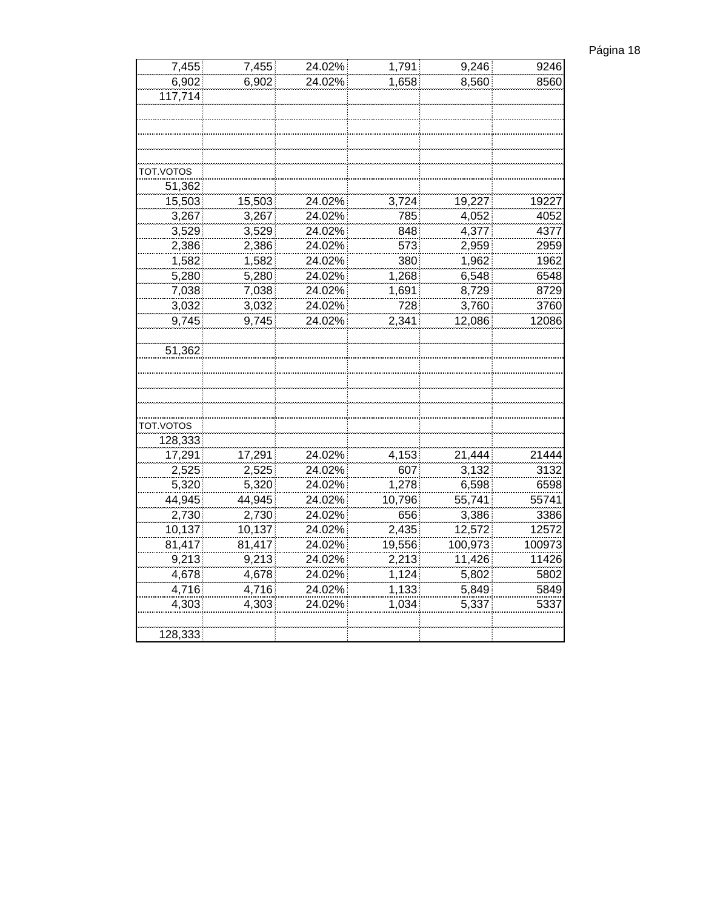| | | | | | |
|---|---|---|---|---|---|
| 7,455 | 7,455 | 24.02% | 1,791 | 9,246 | 9246 |
| 6,902 | 6,902 | 24.02% | 1,658 | 8,560 | 8560 |
| 117,714 | | | | | |
| | | | | | |
| | | | | | |
| | | | | | |
| | | | | | |
| TOT.VOTOS | | | | | |
| 51,362 | | | | | |
| 15,503 | 15,503 | 24.02% | 3,724 | 19,227 | 19227 |
| 3,267 | 3,267 | 24.02% | 785 | 4,052 | 4052 |
| 3,529 | 3,529 | 24.02% | 848 | 4,377 | 4377 |
| 2,386 | 2,386 | 24.02% | 573 | 2,959 | 2959 |
| 1,582 | 1,582 | 24.02% | 380 | 1,962 | 1962 |
| 5,280 | 5,280 | 24.02% | 1,268 | 6,548 | 6548 |
| 7,038 | 7,038 | 24.02% | 1,691 | 8,729 | 8729 |
| 3,032 | 3,032 | 24.02% | 728 | 3,760 | 3760 |
| 9,745 | 9,745 | 24.02% | 2,341 | 12,086 | 12086 |
| | | | | | |
| 51,362 | | | | | |
| | | | | | |
| | | | | | |
| | | | | | |
| | | | | | |
| TOT.VOTOS | | | | | |
| 128,333 | | | | | |
| 17,291 | 17,291 | 24.02% | 4,153 | 21,444 | 21444 |
| 2,525 | 2,525 | 24.02% | 607 | 3,132 | 3132 |
| 5,320 | 5,320 | 24.02% | 1,278 | 6,598 | 6598 |
| 44,945 | 44,945 | 24.02% | 10,796 | 55,741 | 55741 |
| 2,730 | 2,730 | 24.02% | 656 | 3,386 | 3386 |
| 10,137 | 10,137 | 24.02% | 2,435 | 12,572 | 12572 |
| 81,417 | 81,417 | 24.02% | 19,556 | 100,973 | 100973 |
| 9,213 | 9,213 | 24.02% | 2,213 | 11,426 | 11426 |
| 4,678 | 4,678 | 24.02% | 1,124 | 5,802 | 5802 |
| 4,716 | 4,716 | 24.02% | 1,133 | 5,849 | 5849 |
| 4,303 | 4,303 | 24.02% | 1,034 | 5,337 | 5337 |
| | | | | | |
| 128,333 | | | | | |